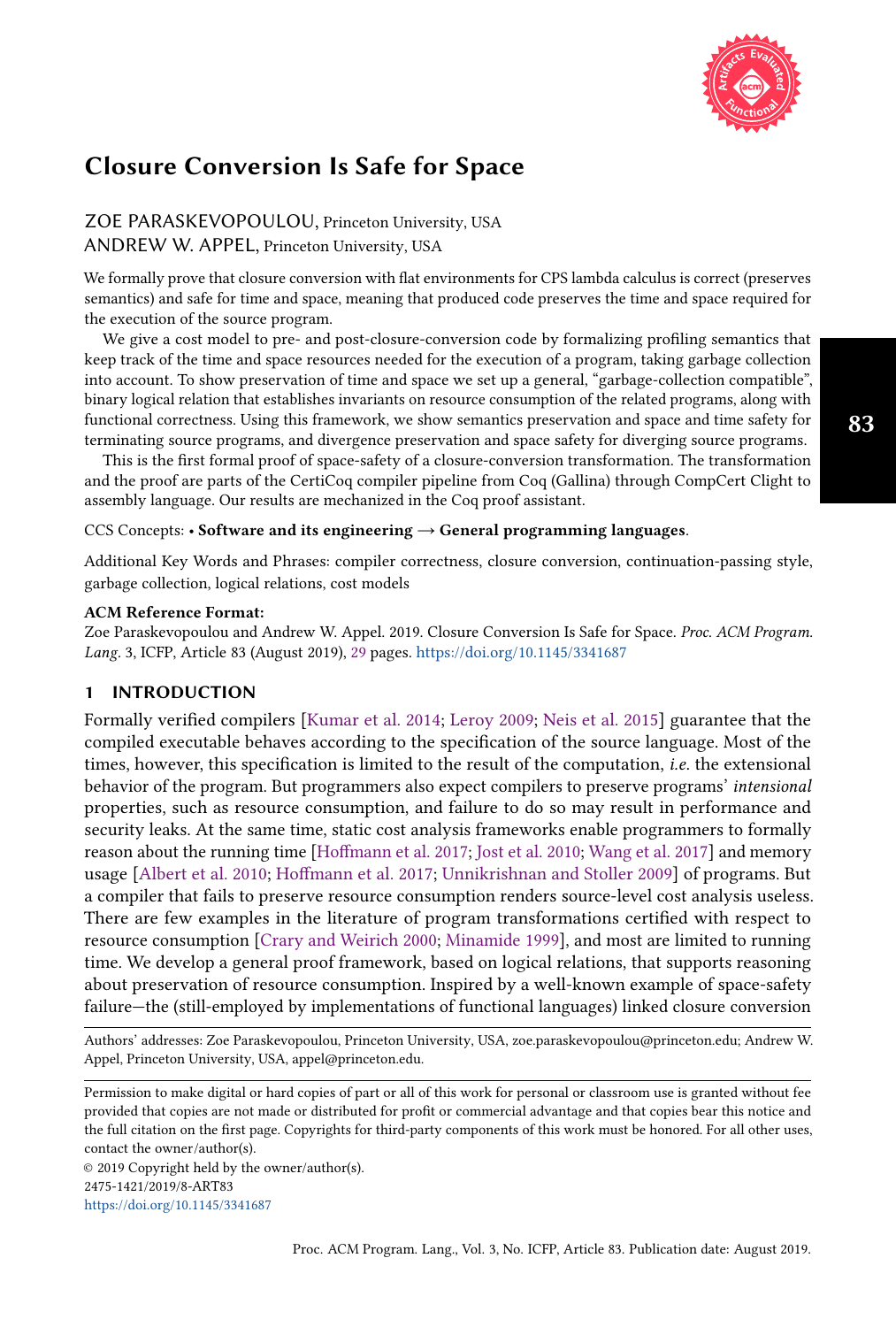# Closure Conversion Is Safe for Space

ZOE PARASKEVOPOULOU, Princeton University, USA
ANDREW W. APPEL, Princeton University, USA

We formally prove that closure conversion with flat environments for CPS lambda calculus is correct (preserves semantics) and safe for time and space, meaning that produced code preserves the time and space required for the execution of the source program.

We give a cost model to pre- and post-closure-conversion code by formalizing profiling semantics that keep track of the time and space resources needed for the execution of a program, taking garbage collection into account. To show preservation of time and space we set up a general, "garbage-collection compatible", binary logical relation that establishes invariants on resource consumption of the related programs, along with functional correctness. Using this framework, we show semantics preservation and space and time safety for terminating source programs, and divergence preservation and space safety for diverging source programs.

This is the first formal proof of space-safety of a closure-conversion transformation. The transformation and the proof are parts of the CertiCoq compiler pipeline from Coq (Gallina) through CompCert Clight to assembly language. Our results are mechanized in the Coq proof assistant.

CCS Concepts: • **Software and its engineering → General programming languages**.

Additional Key Words and Phrases: compiler correctness, closure conversion, continuation-passing style, garbage collection, logical relations, cost models

**ACM Reference Format:**
Zoe Paraskevopoulou and Andrew W. Appel. 2019. Closure Conversion Is Safe for Space. *Proc. ACM Program. Lang.* 3, ICFP, Article 83 (August 2019), 29 pages. https://doi.org/10.1145/3341687

## 1 INTRODUCTION

Formally verified compilers [Kumar et al. 2014; Leroy 2009; Neis et al. 2015] guarantee that the compiled executable behaves according to the specification of the source language. Most of the times, however, this specification is limited to the result of the computation, *i.e.* the extensional behavior of the program. But programmers also expect compilers to preserve programs' *intensional* properties, such as resource consumption, and failure to do so may result in performance and security leaks. At the same time, static cost analysis frameworks enable programmers to formally reason about the running time [Hoffmann et al. 2017; Jost et al. 2010; Wang et al. 2017] and memory usage [Albert et al. 2010; Hoffmann et al. 2017; Unnikrishnan and Stoller 2009] of programs. But a compiler that fails to preserve resource consumption renders source-level cost analysis useless. There are few examples in the literature of program transformations certified with respect to resource consumption [Crary and Weirich 2000; Minamide 1999], and most are limited to running time. We develop a general proof framework, based on logical relations, that supports reasoning about preservation of resource consumption. Inspired by a well-known example of space-safety failure—the (still-employed by implementations of functional languages) linked closure conversion

Authors' addresses: Zoe Paraskevopoulou, Princeton University, USA, zoe.paraskevopoulou@princeton.edu; Andrew W. Appel, Princeton University, USA, appel@princeton.edu.

Permission to make digital or hard copies of part or all of this work for personal or classroom use is granted without fee provided that copies are not made or distributed for profit or commercial advantage and that copies bear this notice and the full citation on the first page. Copyrights for third-party components of this work must be honored. For all other uses, contact the owner/author(s).
© 2019 Copyright held by the owner/author(s).
2475-1421/2019/8-ART83
https://doi.org/10.1145/3341687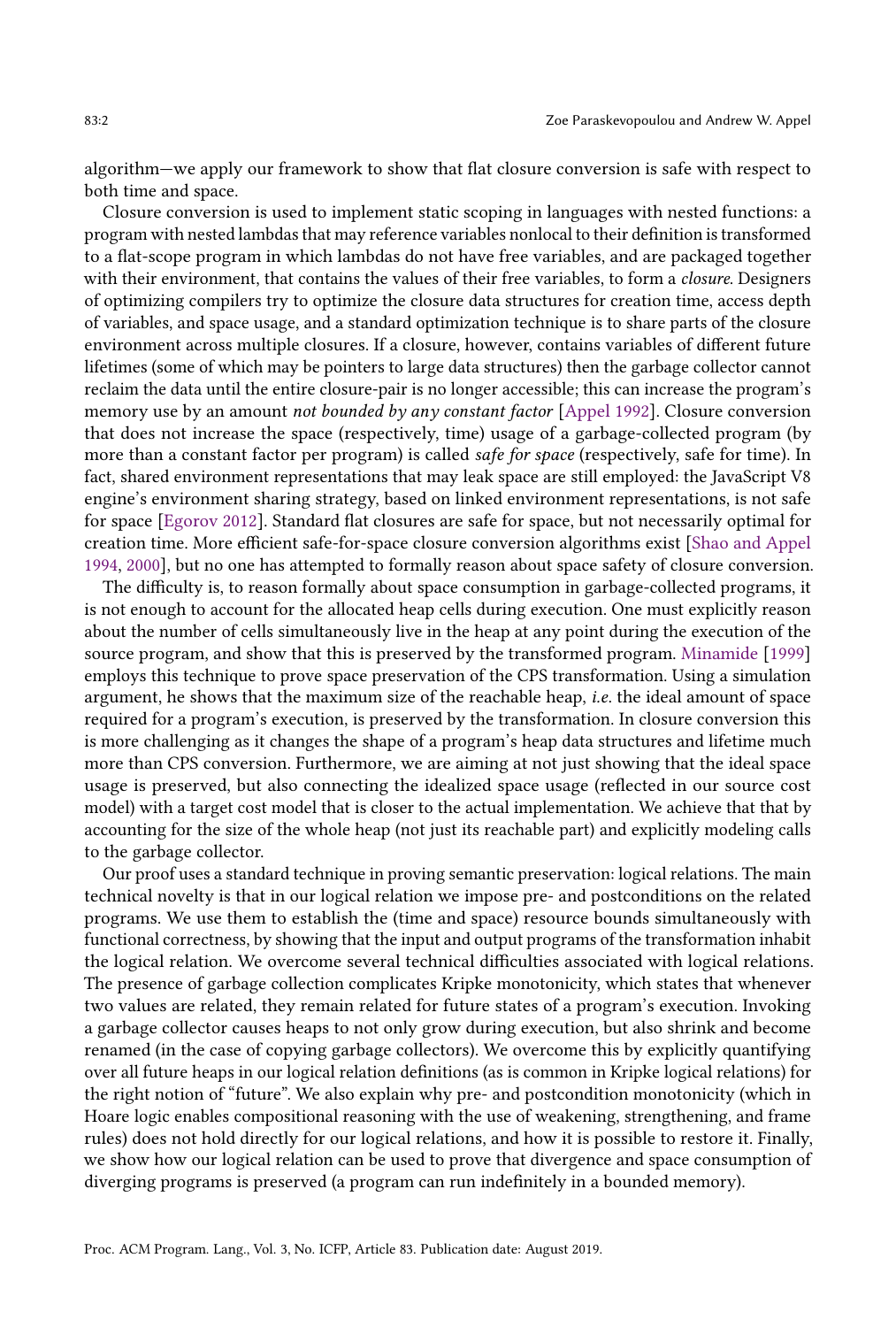algorithm—we apply our framework to show that flat closure conversion is safe with respect to both time and space.

Closure conversion is used to implement static scoping in languages with nested functions: a program with nested lambdas that may reference variables nonlocal to their definition is transformed to a flat-scope program in which lambdas do not have free variables, and are packaged together with their environment, that contains the values of their free variables, to form a *closure*. Designers of optimizing compilers try to optimize the closure data structures for creation time, access depth of variables, and space usage, and a standard optimization technique is to share parts of the closure environment across multiple closures. If a closure, however, contains variables of different future lifetimes (some of which may be pointers to large data structures) then the garbage collector cannot reclaim the data until the entire closure-pair is no longer accessible; this can increase the program's memory use by an amount *not bounded by any constant factor* [Appel 1992]. Closure conversion that does not increase the space (respectively, time) usage of a garbage-collected program (by more than a constant factor per program) is called *safe for space* (respectively, safe for time). In fact, shared environment representations that may leak space are still employed: the JavaScript V8 engine's environment sharing strategy, based on linked environment representations, is not safe for space [Egorov 2012]. Standard flat closures are safe for space, but not necessarily optimal for creation time. More efficient safe-for-space closure conversion algorithms exist [Shao and Appel 1994, 2000], but no one has attempted to formally reason about space safety of closure conversion.

The difficulty is, to reason formally about space consumption in garbage-collected programs, it is not enough to account for the allocated heap cells during execution. One must explicitly reason about the number of cells simultaneously live in the heap at any point during the execution of the source program, and show that this is preserved by the transformed program. Minamide [1999] employs this technique to prove space preservation of the CPS transformation. Using a simulation argument, he shows that the maximum size of the reachable heap, *i.e.* the ideal amount of space required for a program's execution, is preserved by the transformation. In closure conversion this is more challenging as it changes the shape of a program's heap data structures and lifetime much more than CPS conversion. Furthermore, we are aiming at not just showing that the ideal space usage is preserved, but also connecting the idealized space usage (reflected in our source cost model) with a target cost model that is closer to the actual implementation. We achieve that that by accounting for the size of the whole heap (not just its reachable part) and explicitly modeling calls to the garbage collector.

Our proof uses a standard technique in proving semantic preservation: logical relations. The main technical novelty is that in our logical relation we impose pre- and postconditions on the related programs. We use them to establish the (time and space) resource bounds simultaneously with functional correctness, by showing that the input and output programs of the transformation inhabit the logical relation. We overcome several technical difficulties associated with logical relations. The presence of garbage collection complicates Kripke monotonicity, which states that whenever two values are related, they remain related for future states of a program's execution. Invoking a garbage collector causes heaps to not only grow during execution, but also shrink and become renamed (in the case of copying garbage collectors). We overcome this by explicitly quantifying over all future heaps in our logical relation definitions (as is common in Kripke logical relations) for the right notion of "future". We also explain why pre- and postcondition monotonicity (which in Hoare logic enables compositional reasoning with the use of weakening, strengthening, and frame rules) does not hold directly for our logical relations, and how it is possible to restore it. Finally, we show how our logical relation can be used to prove that divergence and space consumption of diverging programs is preserved (a program can run indefinitely in a bounded memory).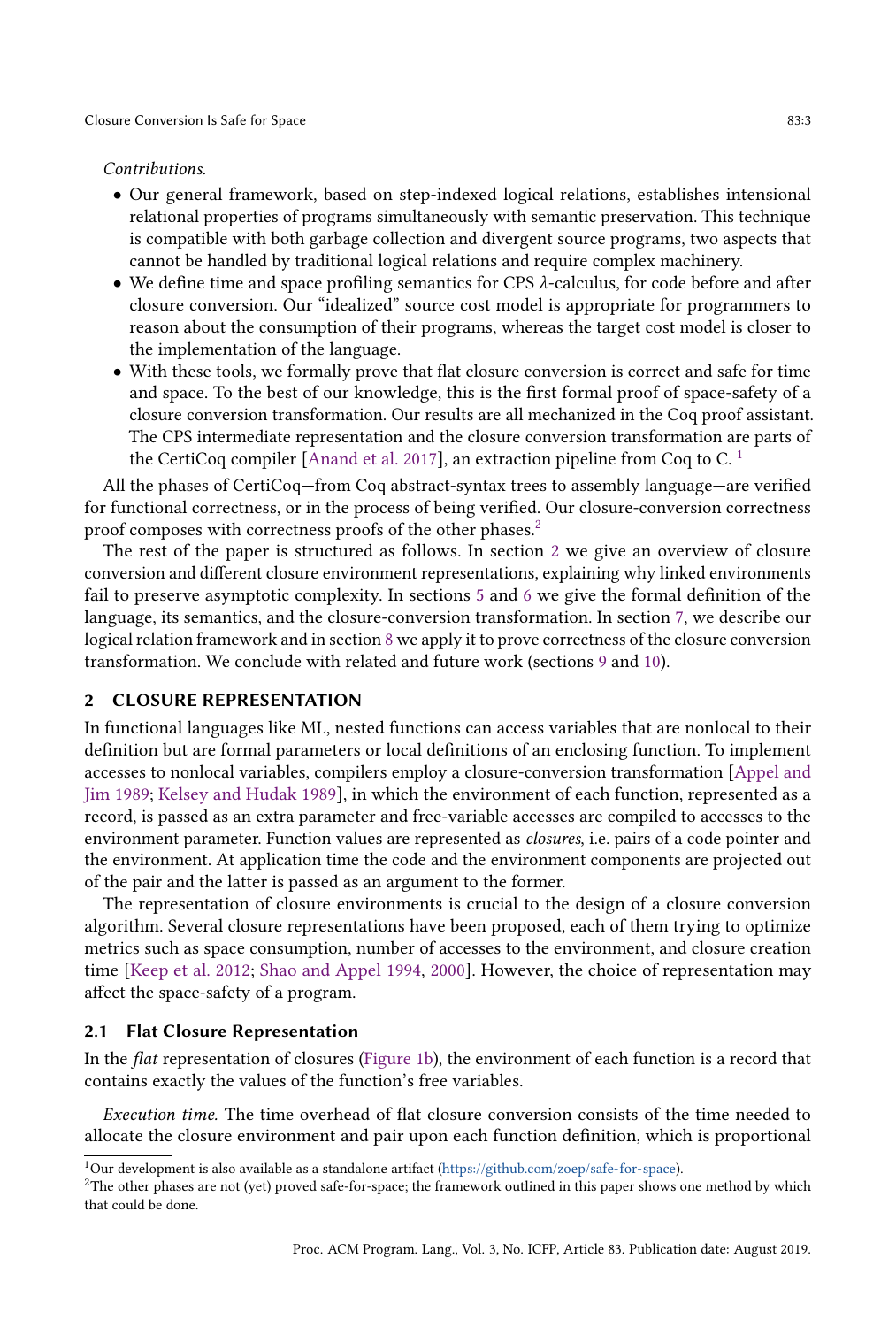*Contributions.*

- Our general framework, based on step-indexed logical relations, establishes intensional relational properties of programs simultaneously with semantic preservation. This technique is compatible with both garbage collection and divergent source programs, two aspects that cannot be handled by traditional logical relations and require complex machinery.
- We define time and space profiling semantics for CPS $\lambda$-calculus, for code before and after closure conversion. Our "idealized" source cost model is appropriate for programmers to reason about the consumption of their programs, whereas the target cost model is closer to the implementation of the language.
- With these tools, we formally prove that flat closure conversion is correct and safe for time and space. To the best of our knowledge, this is the first formal proof of space-safety of a closure conversion transformation. Our results are all mechanized in the Coq proof assistant. The CPS intermediate representation and the closure conversion transformation are parts of the CertiCoq compiler [Anand et al. 2017], an extraction pipeline from Coq to C. [1]

All the phases of CertiCoq—from Coq abstract-syntax trees to assembly language—are verified for functional correctness, or in the process of being verified. Our closure-conversion correctness proof composes with correctness proofs of the other phases.[2]

The rest of the paper is structured as follows. In section 2 we give an overview of closure conversion and different closure environment representations, explaining why linked environments fail to preserve asymptotic complexity. In sections 5 and 6 we give the formal definition of the language, its semantics, and the closure-conversion transformation. In section 7, we describe our logical relation framework and in section 8 we apply it to prove correctness of the closure conversion transformation. We conclude with related and future work (sections 9 and 10).

## 2 CLOSURE REPRESENTATION

In functional languages like ML, nested functions can access variables that are nonlocal to their definition but are formal parameters or local definitions of an enclosing function. To implement accesses to nonlocal variables, compilers employ a closure-conversion transformation [Appel and Jim 1989; Kelsey and Hudak 1989], in which the environment of each function, represented as a record, is passed as an extra parameter and free-variable accesses are compiled to accesses to the environment parameter. Function values are represented as *closures*, i.e. pairs of a code pointer and the environment. At application time the code and the environment components are projected out of the pair and the latter is passed as an argument to the former.

The representation of closure environments is crucial to the design of a closure conversion algorithm. Several closure representations have been proposed, each of them trying to optimize metrics such as space consumption, number of accesses to the environment, and closure creation time [Keep et al. 2012; Shao and Appel 1994, 2000]. However, the choice of representation may affect the space-safety of a program.

### 2.1 Flat Closure Representation

In the *flat* representation of closures (Figure 1b), the environment of each function is a record that contains exactly the values of the function's free variables.

*Execution time.* The time overhead of flat closure conversion consists of the time needed to allocate the closure environment and pair upon each function definition, which is proportional

[1] Our development is also available as a standalone artifact (https://github.com/zoep/safe-for-space).

[2] The other phases are not (yet) proved safe-for-space; the framework outlined in this paper shows one method by which that could be done.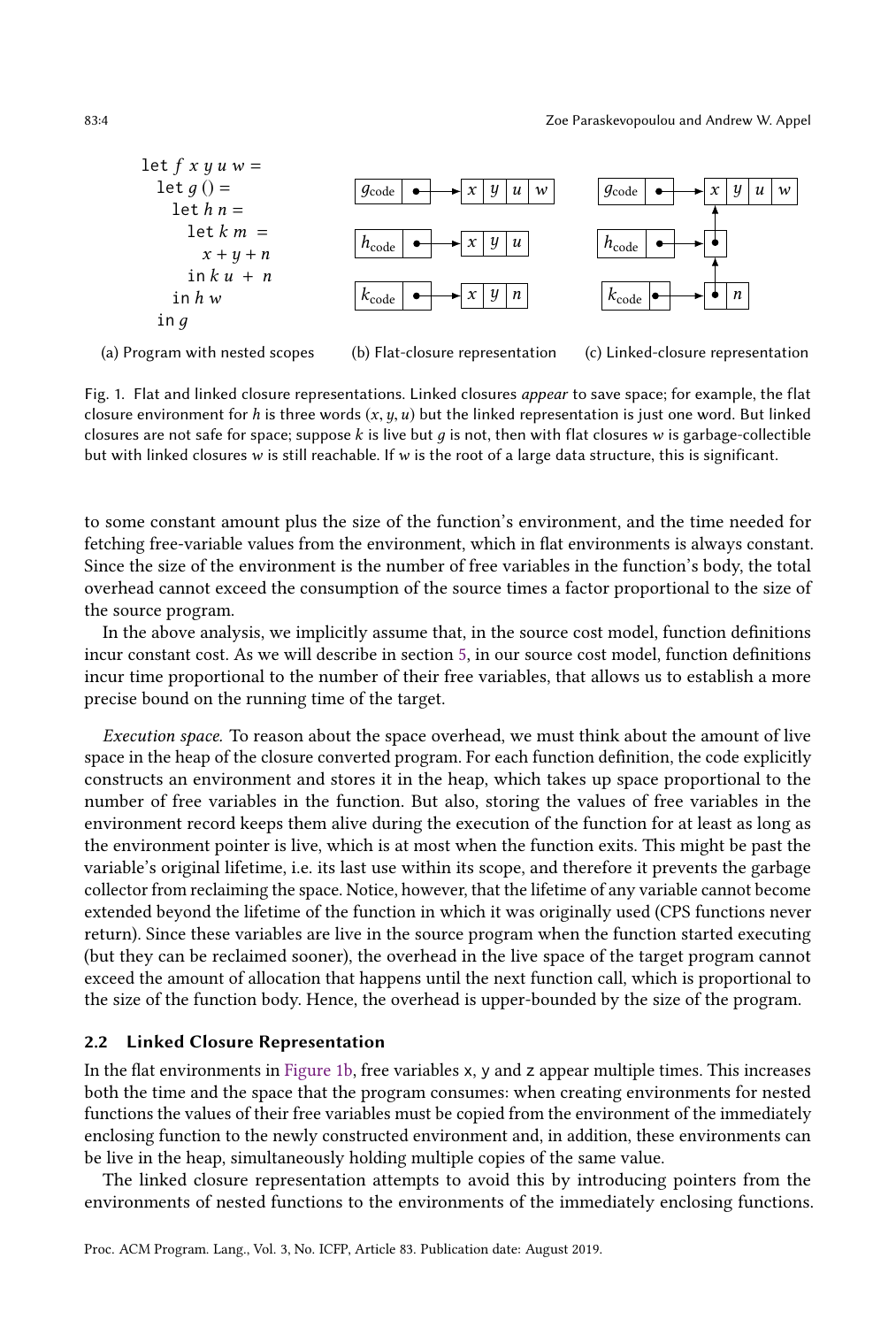```
let f x y u w =
  let g () =
    let h n =
      let k m =
        x + y + n
      in k u + n
    in h w
  in g
```

(a) Program with nested scopes (b) Flat-closure representation (c) Linked-closure representation

Fig. 1. Flat and linked closure representations. Linked closures *appear* to save space; for example, the flat closure environment for $h$ is three words $(x, y, u)$ but the linked representation is just one word. But linked closures are not safe for space; suppose $k$ is live but $g$ is not, then with flat closures $w$ is garbage-collectible but with linked closures $w$ is still reachable. If $w$ is the root of a large data structure, this is significant.

to some constant amount plus the size of the function's environment, and the time needed for fetching free-variable values from the environment, which in flat environments is always constant. Since the size of the environment is the number of free variables in the function's body, the total overhead cannot exceed the consumption of the source times a factor proportional to the size of the source program.

In the above analysis, we implicitly assume that, in the source cost model, function definitions incur constant cost. As we will describe in section 5, in our source cost model, function definitions incur time proportional to the number of their free variables, that allows us to establish a more precise bound on the running time of the target.

*Execution space.* To reason about the space overhead, we must think about the amount of live space in the heap of the closure converted program. For each function definition, the code explicitly constructs an environment and stores it in the heap, which takes up space proportional to the number of free variables in the function. But also, storing the values of free variables in the environment record keeps them alive during the execution of the function for at least as long as the environment pointer is live, which is at most when the function exits. This might be past the variable's original lifetime, i.e. its last use within its scope, and therefore it prevents the garbage collector from reclaiming the space. Notice, however, that the lifetime of any variable cannot become extended beyond the lifetime of the function in which it was originally used (CPS functions never return). Since these variables are live in the source program when the function started executing (but they can be reclaimed sooner), the overhead in the live space of the target program cannot exceed the amount of allocation that happens until the next function call, which is proportional to the size of the function body. Hence, the overhead is upper-bounded by the size of the program.

### 2.2 Linked Closure Representation

In the flat environments in Figure 1b, free variables x, y and z appear multiple times. This increases both the time and the space that the program consumes: when creating environments for nested functions the values of their free variables must be copied from the environment of the immediately enclosing function to the newly constructed environment and, in addition, these environments can be live in the heap, simultaneously holding multiple copies of the same value.

The linked closure representation attempts to avoid this by introducing pointers from the environments of nested functions to the environments of the immediately enclosing functions.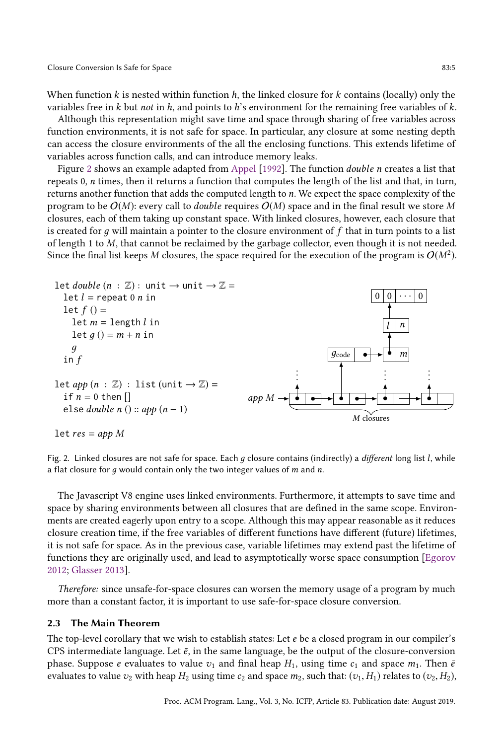When function $k$ is nested within function $h$, the linked closure for $k$ contains (locally) only the variables free in $k$ but *not* in $h$, and points to $h$'s environment for the remaining free variables of $k$.

Although this representation might save time and space through sharing of free variables across function environments, it is not safe for space. In particular, any closure at some nesting depth can access the closure environments of the all the enclosing functions. This extends lifetime of variables across function calls, and can introduce memory leaks.

Figure 2 shows an example adapted from Appel [1992]. The function *double n* creates a list that repeats 0, $n$ times, then it returns a function that computes the length of the list and that, in turn, returns another function that adds the computed length to $n$. We expect the space complexity of the program to be $O(M)$: every call to *double* requires $O(M)$ space and in the final result we store $M$ closures, each of them taking up constant space. With linked closures, however, each closure that is created for $g$ will maintain a pointer to the closure environment of $f$ that in turn points to a list of length 1 to $M$, that cannot be reclaimed by the garbage collector, even though it is not needed. Since the final list keeps $M$ closures, the space required for the execution of the program is $O(M^2)$.

```
let double (n : ℤ) : unit → unit → ℤ =
  let l = repeat 0 n in
  let f () =
    let m = length l in
    let g () = m + n in
    g
  in f

let app (n : ℤ) : list (unit → ℤ) =
  if n = 0 then []
  else double n () :: app (n − 1)

let res = app M
```

Fig. 2. Linked closures are not safe for space. Each $g$ closure contains (indirectly) a *different* long list $l$, while a flat closure for $g$ would contain only the two integer values of $m$ and $n$.

The Javascript V8 engine uses linked environments. Furthermore, it attempts to save time and space by sharing environments between all closures that are defined in the same scope. Environments are created eagerly upon entry to a scope. Although this may appear reasonable as it reduces closure creation time, if the free variables of different functions have different (future) lifetimes, it is not safe for space. As in the previous case, variable lifetimes may extend past the lifetime of functions they are originally used, and lead to asymptotically worse space consumption [Egorov 2012; Glasser 2013].

*Therefore:* since unsafe-for-space closures can worsen the memory usage of a program by much more than a constant factor, it is important to use safe-for-space closure conversion.

### 2.3 The Main Theorem

The top-level corollary that we wish to establish states: Let $e$ be a closed program in our compiler's CPS intermediate language. Let $\bar{e}$, in the same language, be the output of the closure-conversion phase. Suppose $e$ evaluates to value $v_1$ and final heap $H_1$, using time $c_1$ and space $m_1$. Then $\bar{e}$ evaluates to value $v_2$ with heap $H_2$ using time $c_2$ and space $m_2$, such that: $(v_1, H_1)$ relates to $(v_2, H_2)$,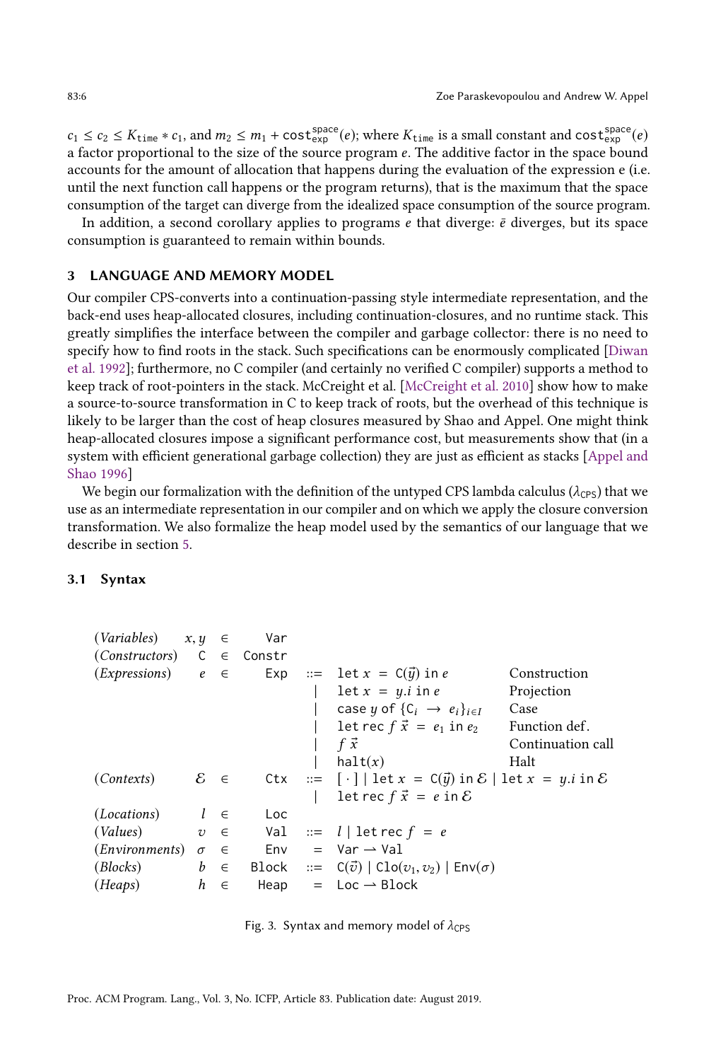$c_1 \leq c_2 \leq K_{\texttt{time}} * c_1$, and $m_2 \leq m_1 + \texttt{cost}^{\texttt{space}}_{\texttt{exp}}(e)$; where $K_{\texttt{time}}$ is a small constant and $\texttt{cost}^{\texttt{space}}_{\texttt{exp}}(e)$ a factor proportional to the size of the source program $e$. The additive factor in the space bound accounts for the amount of allocation that happens during the evaluation of the expression e (i.e. until the next function call happens or the program returns), that is the maximum that the space consumption of the target can diverge from the idealized space consumption of the source program.

In addition, a second corollary applies to programs $e$ that diverge: $\bar{e}$ diverges, but its space consumption is guaranteed to remain within bounds.

## 3 LANGUAGE AND MEMORY MODEL

Our compiler CPS-converts into a continuation-passing style intermediate representation, and the back-end uses heap-allocated closures, including continuation-closures, and no runtime stack. This greatly simplifies the interface between the compiler and garbage collector: there is no need to specify how to find roots in the stack. Such specifications can be enormously complicated [Diwan et al. 1992]; furthermore, no C compiler (and certainly no verified C compiler) supports a method to keep track of root-pointers in the stack. McCreight et al. [McCreight et al. 2010] show how to make a source-to-source transformation in C to keep track of roots, but the overhead of this technique is likely to be larger than the cost of heap closures measured by Shao and Appel. One might think heap-allocated closures impose a significant performance cost, but measurements show that (in a system with efficient generational garbage collection) they are just as efficient as stacks [Appel and Shao 1996]

We begin our formalization with the definition of the untyped CPS lambda calculus ($\lambda_{\mathsf{CPS}}$) that we use as an intermediate representation in our compiler and on which we apply the closure conversion transformation. We also formalize the heap model used by the semantics of our language that we describe in section 5.

### 3.1 Syntax

$$
\begin{array}{llcll}
(\textit{Variables}) & x, y & \in & \texttt{Var} & \\
(\textit{Constructors}) & \texttt{C} & \in & \texttt{Constr} & \\
(\textit{Expressions}) & e & \in & \texttt{Exp} & ::= \ \texttt{let}\ x\ =\ \texttt{C}(\vec{y})\ \texttt{in}\ e \quad \text{Construction} \\
 & & & & \mid\ \texttt{let}\ x\ =\ y.i\ \texttt{in}\ e \quad \text{Projection} \\
 & & & & \mid\ \texttt{case}\ y\ \texttt{of}\ \{\texttt{C}_i\ \to\ e_i\}_{i \in I} \quad \text{Case} \\
 & & & & \mid\ \texttt{let rec}\ f\ \vec{x}\ =\ e_1\ \texttt{in}\ e_2 \quad \text{Function def.} \\
 & & & & \mid\ f\ \vec{x} \quad \text{Continuation call} \\
 & & & & \mid\ \texttt{halt}(x) \quad \text{Halt} \\
(\textit{Contexts}) & \mathcal{E} & \in & \texttt{Ctx} & ::= \ [\,\cdot\,] \mid \texttt{let}\ x\ =\ \texttt{C}(\vec{y})\ \texttt{in}\ \mathcal{E} \mid \texttt{let}\ x\ =\ y.i\ \texttt{in}\ \mathcal{E} \\
 & & & & \mid\ \texttt{let rec}\ f\ \vec{x}\ =\ e\ \texttt{in}\ \mathcal{E} \\
(\textit{Locations}) & l & \in & \texttt{Loc} & \\
(\textit{Values}) & v & \in & \texttt{Val} & ::= \ l \mid \texttt{let rec}\ f\ =\ e \\
(\textit{Environments}) & \sigma & \in & \texttt{Env} & = \ \texttt{Var} \rightharpoonup \texttt{Val} \\
(\textit{Blocks}) & b & \in & \texttt{Block} & ::= \ \texttt{C}(\vec{v}) \mid \texttt{Clo}(v_1, v_2) \mid \texttt{Env}(\sigma) \\
(\textit{Heaps}) & h & \in & \texttt{Heap} & = \ \texttt{Loc} \rightharpoonup \texttt{Block}
\end{array}
$$

Fig. 3. Syntax and memory model of $\lambda_{\mathsf{CPS}}$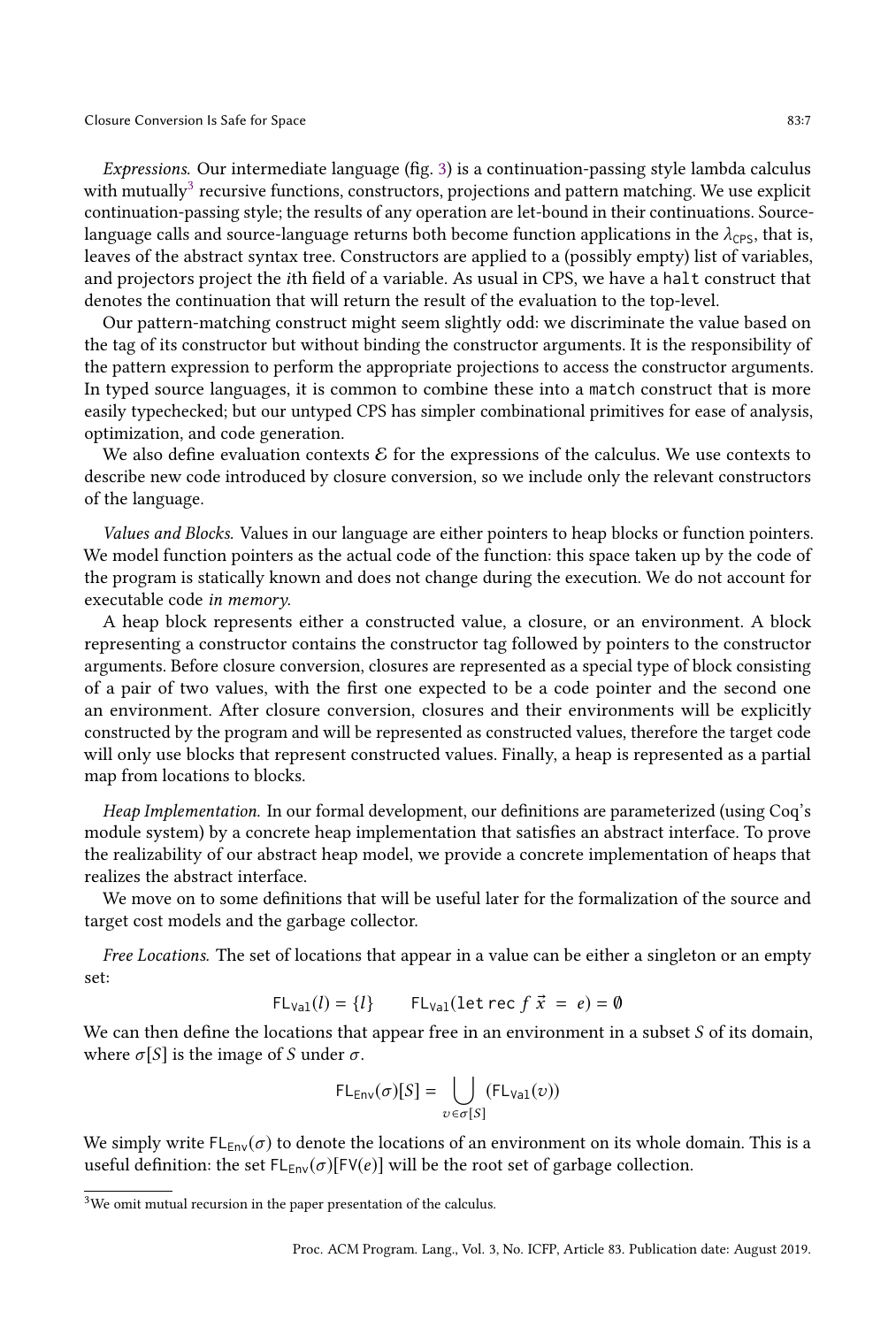*Expressions.* Our intermediate language (fig. 3) is a continuation-passing style lambda calculus with mutually[3] recursive functions, constructors, projections and pattern matching. We use explicit continuation-passing style; the results of any operation are let-bound in their continuations. Source-language calls and source-language returns both become function applications in the $\lambda_{\mathsf{CPS}}$, that is, leaves of the abstract syntax tree. Constructors are applied to a (possibly empty) list of variables, and projectors project the $i$th field of a variable. As usual in CPS, we have a `halt` construct that denotes the continuation that will return the result of the evaluation to the top-level.

Our pattern-matching construct might seem slightly odd: we discriminate the value based on the tag of its constructor but without binding the constructor arguments. It is the responsibility of the pattern expression to perform the appropriate projections to access the constructor arguments. In typed source languages, it is common to combine these into a `match` construct that is more easily typechecked; but our untyped CPS has simpler combinational primitives for ease of analysis, optimization, and code generation.

We also define evaluation contexts $\mathcal{E}$ for the expressions of the calculus. We use contexts to describe new code introduced by closure conversion, so we include only the relevant constructors of the language.

*Values and Blocks.* Values in our language are either pointers to heap blocks or function pointers. We model function pointers as the actual code of the function: this space taken up by the code of the program is statically known and does not change during the execution. We do not account for executable code *in memory*.

A heap block represents either a constructed value, a closure, or an environment. A block representing a constructor contains the constructor tag followed by pointers to the constructor arguments. Before closure conversion, closures are represented as a special type of block consisting of a pair of two values, with the first one expected to be a code pointer and the second one an environment. After closure conversion, closures and their environments will be explicitly constructed by the program and will be represented as constructed values, therefore the target code will only use blocks that represent constructed values. Finally, a heap is represented as a partial map from locations to blocks.

*Heap Implementation.* In our formal development, our definitions are parameterized (using Coq's module system) by a concrete heap implementation that satisfies an abstract interface. To prove the realizability of our abstract heap model, we provide a concrete implementation of heaps that realizes the abstract interface.

We move on to some definitions that will be useful later for the formalization of the source and target cost models and the garbage collector.

*Free Locations.* The set of locations that appear in a value can be either a singleton or an empty set:

$$\mathsf{FL}_{\mathtt{Val}}(l) = \{l\} \qquad \mathsf{FL}_{\mathtt{Val}}(\mathtt{let\,rec}\ f\ \vec{x}\ =\ e) = \emptyset$$

We can then define the locations that appear free in an environment in a subset $S$ of its domain, where $\sigma[S]$ is the image of $S$ under $\sigma$.

$$\mathsf{FL}_{\mathsf{Env}}(\sigma)[S] = \bigcup_{v \in \sigma[S]} (\mathsf{FL}_{\mathtt{Val}}(v))$$

We simply write $\mathsf{FL}_{\mathsf{Env}}(\sigma)$ to denote the locations of an environment on its whole domain. This is a useful definition: the set $\mathsf{FL}_{\mathsf{Env}}(\sigma)[\mathsf{FV}(e)]$ will be the root set of garbage collection.

[3] We omit mutual recursion in the paper presentation of the calculus.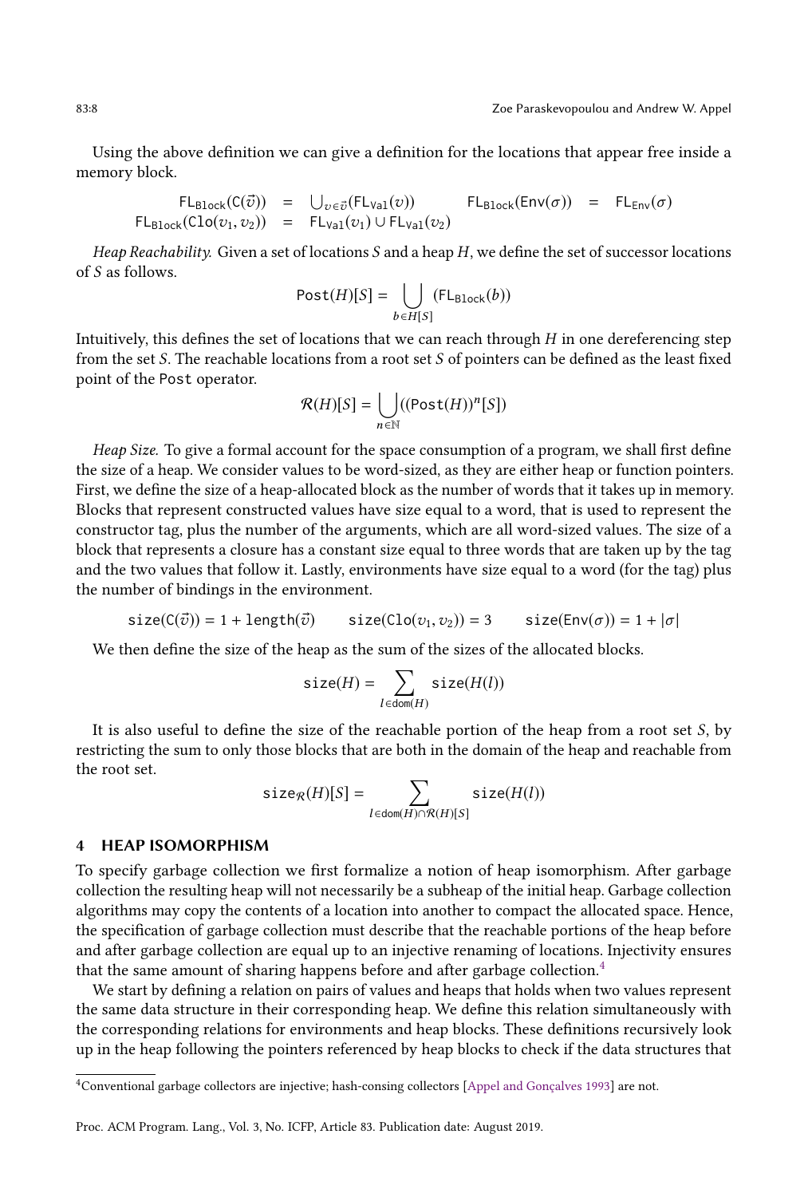Using the above definition we can give a definition for the locations that appear free inside a memory block.

$$\begin{array}{rclcrcl}\mathsf{FL}_{\mathsf{Block}}(\mathsf{C}(\vec{v})) & = & \bigcup_{v \in \vec{v}}(\mathsf{FL}_{\mathsf{Val}}(v)) & \qquad & \mathsf{FL}_{\mathsf{Block}}(\mathsf{Env}(\sigma)) & = & \mathsf{FL}_{\mathsf{Env}}(\sigma) \\ \mathsf{FL}_{\mathsf{Block}}(\mathsf{Clo}(v_1, v_2)) & = & \mathsf{FL}_{\mathsf{Val}}(v_1) \cup \mathsf{FL}_{\mathsf{Val}}(v_2) & & & & \end{array}$$

*Heap Reachability.* Given a set of locations $S$ and a heap $H$, we define the set of successor locations of $S$ as follows.

$$\mathsf{Post}(H)[S] = \bigcup_{b \in H[S]} (\mathsf{FL}_{\mathsf{Block}}(b))$$

Intuitively, this defines the set of locations that we can reach through $H$ in one dereferencing step from the set $S$. The reachable locations from a root set $S$ of pointers can be defined as the least fixed point of the Post operator.

$$\mathcal{R}(H)[S] = \bigcup_{n \in \mathbb{N}} ((\mathsf{Post}(H))^n[S])$$

*Heap Size.* To give a formal account for the space consumption of a program, we shall first define the size of a heap. We consider values to be word-sized, as they are either heap or function pointers. First, we define the size of a heap-allocated block as the number of words that it takes up in memory. Blocks that represent constructed values have size equal to a word, that is used to represent the constructor tag, plus the number of the arguments, which are all word-sized values. The size of a block that represents a closure has a constant size equal to three words that are taken up by the tag and the two values that follow it. Lastly, environments have size equal to a word (for the tag) plus the number of bindings in the environment.

$$\mathsf{size}(\mathsf{C}(\vec{v})) = 1 + \mathsf{length}(\vec{v}) \qquad \mathsf{size}(\mathsf{Clo}(v_1, v_2)) = 3 \qquad \mathsf{size}(\mathsf{Env}(\sigma)) = 1 + |\sigma|$$

We then define the size of the heap as the sum of the sizes of the allocated blocks.

$$\mathsf{size}(H) = \sum_{l \in \mathsf{dom}(H)} \mathsf{size}(H(l))$$

It is also useful to define the size of the reachable portion of the heap from a root set $S$, by restricting the sum to only those blocks that are both in the domain of the heap and reachable from the root set.

$$\mathsf{size}_{\mathcal{R}}(H)[S] = \sum_{l \in \mathsf{dom}(H) \cap \mathcal{R}(H)[S]} \mathsf{size}(H(l))$$

## 4 HEAP ISOMORPHISM

To specify garbage collection we first formalize a notion of heap isomorphism. After garbage collection the resulting heap will not necessarily be a subheap of the initial heap. Garbage collection algorithms may copy the contents of a location into another to compact the allocated space. Hence, the specification of garbage collection must describe that the reachable portions of the heap before and after garbage collection are equal up to an injective renaming of locations. Injectivity ensures that the same amount of sharing happens before and after garbage collection.[4]

We start by defining a relation on pairs of values and heaps that holds when two values represent the same data structure in their corresponding heap. We define this relation simultaneously with the corresponding relations for environments and heap blocks. These definitions recursively look up in the heap following the pointers referenced by heap blocks to check if the data structures that

[4] Conventional garbage collectors are injective; hash-consing collectors [Appel and Gonçalves 1993] are not.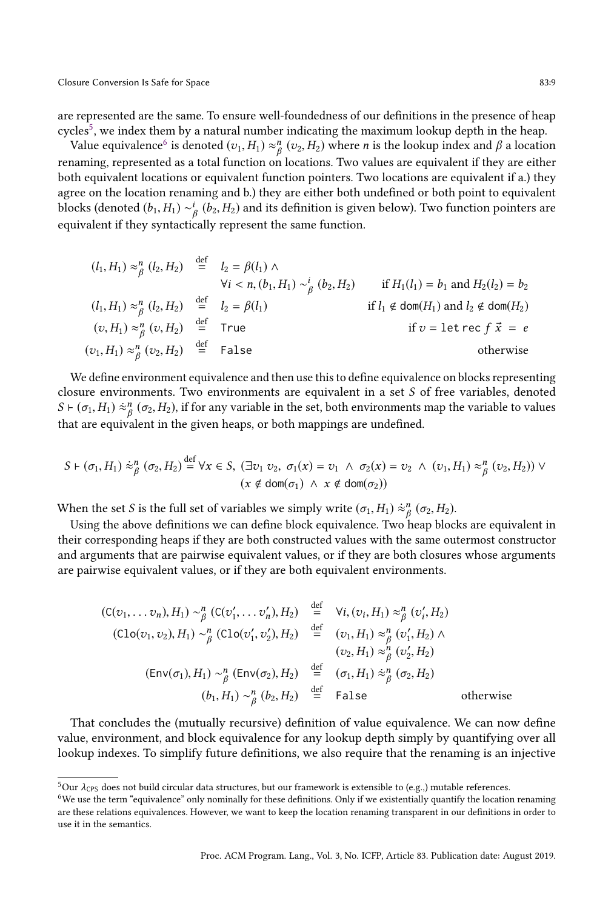are represented are the same. To ensure well-foundedness of our definitions in the presence of heap cycles[5], we index them by a natural number indicating the maximum lookup depth in the heap.

Value equivalence[6] is denoted $(v_1, H_1) \approx^n_\beta (v_2, H_2)$ where $n$ is the lookup index and $\beta$ a location renaming, represented as a total function on locations. Two values are equivalent if they are either both equivalent locations or equivalent function pointers. Two locations are equivalent if a.) they agree on the location renaming and b.) they are either both undefined or both point to equivalent blocks (denoted $(b_1, H_1) \sim^i_\beta (b_2, H_2)$ and its definition is given below). Two function pointers are equivalent if they syntactically represent the same function.

$$
\begin{array}{rcll}
(l_1, H_1) \approx^n_\beta (l_2, H_2) & \stackrel{\text{def}}{=} & l_2 = \beta(l_1) \wedge & \\
 & & \forall i < n, (b_1, H_1) \sim^i_\beta (b_2, H_2) & \text{if } H_1(l_1) = b_1 \text{ and } H_2(l_2) = b_2 \\
(l_1, H_1) \approx^n_\beta (l_2, H_2) & \stackrel{\text{def}}{=} & l_2 = \beta(l_1) & \text{if } l_1 \notin \mathsf{dom}(H_1) \text{ and } l_2 \notin \mathsf{dom}(H_2) \\
(v, H_1) \approx^n_\beta (v, H_2) & \stackrel{\text{def}}{=} & \mathtt{True} & \text{if } v = \mathtt{let\,rec}\ f\ \vec{x}\ =\ e \\
(v_1, H_1) \approx^n_\beta (v_2, H_2) & \stackrel{\text{def}}{=} & \mathtt{False} & \text{otherwise}
\end{array}
$$

We define environment equivalence and then use this to define equivalence on blocks representing closure environments. Two environments are equivalent in a set $S$ of free variables, denoted $S \vdash (\sigma_1, H_1) \dot{\approx}^n_\beta (\sigma_2, H_2)$, if for any variable in the set, both environments map the variable to values that are equivalent in the given heaps, or both mappings are undefined.

$$
S \vdash (\sigma_1, H_1) \dot{\approx}^n_\beta (\sigma_2, H_2) \stackrel{\text{def}}{=} \forall x \in S,\ (\exists v_1\ v_2,\ \sigma_1(x) = v_1\ \wedge\ \sigma_2(x) = v_2\ \wedge\ (v_1, H_1) \approx^n_\beta (v_2, H_2)) \vee (x \notin \mathsf{dom}(\sigma_1)\ \wedge\ x \notin \mathsf{dom}(\sigma_2))
$$

When the set $S$ is the full set of variables we simply write $(\sigma_1, H_1) \dot{\approx}^n_\beta (\sigma_2, H_2)$.

Using the above definitions we can define block equivalence. Two heap blocks are equivalent in their corresponding heaps if they are both constructed values with the same outermost constructor and arguments that are pairwise equivalent values, or if they are both closures whose arguments are pairwise equivalent values, or if they are both equivalent environments.

$$
\begin{array}{rcll}
(\mathtt{C}(v_1, \ldots v_n), H_1) \sim^n_\beta (\mathtt{C}(v'_1, \ldots v'_n), H_2) & \stackrel{\text{def}}{=} & \forall i, (v_i, H_1) \approx^n_\beta (v'_i, H_2) & \\
(\mathtt{Clo}(v_1, v_2), H_1) \sim^n_\beta (\mathtt{Clo}(v'_1, v'_2), H_2) & \stackrel{\text{def}}{=} & (v_1, H_1) \approx^n_\beta (v'_1, H_2) \wedge & \\
 & & (v_2, H_1) \approx^n_\beta (v'_2, H_2) & \\
(\mathtt{Env}(\sigma_1), H_1) \sim^n_\beta (\mathtt{Env}(\sigma_2), H_2) & \stackrel{\text{def}}{=} & (\sigma_1, H_1) \dot{\approx}^n_\beta (\sigma_2, H_2) & \\
(b_1, H_1) \sim^n_\beta (b_2, H_2) & \stackrel{\text{def}}{=} & \mathtt{False} & \text{otherwise}
\end{array}
$$

That concludes the (mutually recursive) definition of value equivalence. We can now define value, environment, and block equivalence for any lookup depth simply by quantifying over all lookup indexes. To simplify future definitions, we also require that the renaming is an injective

[5] Our $\lambda_{\mathsf{CPS}}$ does not build circular data structures, but our framework is extensible to (e.g.,) mutable references.

[6] We use the term "equivalence" only nominally for these definitions. Only if we existentially quantify the location renaming are these relations equivalences. However, we want to keep the location renaming transparent in our definitions in order to use it in the semantics.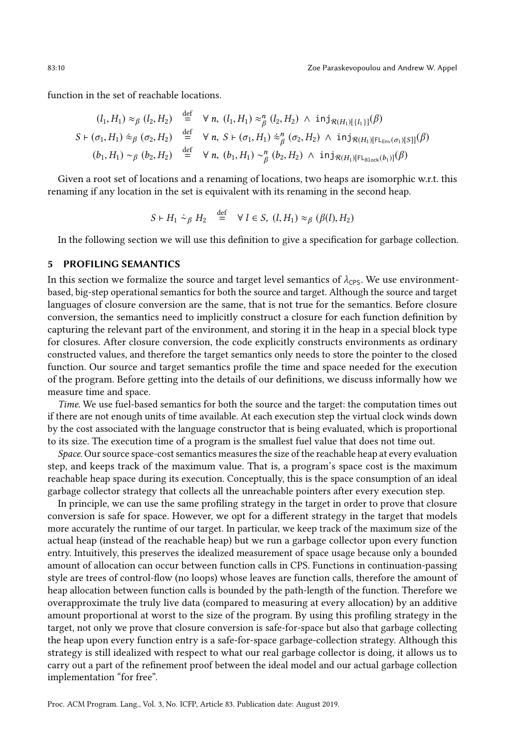function in the set of reachable locations.

$$
\begin{aligned}
(l_1, H_1) \approx_\beta (l_2, H_2) &\stackrel{\text{def}}{=} \forall\, n,\ (l_1, H_1) \approx^n_\beta (l_2, H_2) \ \wedge\ \mathtt{inj}_{\mathcal{R}(H_1)[\{l_1\}]}(\beta) \\
S \vdash (\sigma_1, H_1) \mathrel{\dot{\approx}}_\beta (\sigma_2, H_2) &\stackrel{\text{def}}{=} \forall\, n,\ S \vdash (\sigma_1, H_1) \mathrel{\dot{\approx}}^n_\beta (\sigma_2, H_2) \ \wedge\ \mathtt{inj}_{\mathcal{R}(H_1)[\mathsf{FL}_{\mathsf{Env}}(\sigma_1)[S]]}(\beta) \\
(b_1, H_1) \sim_\beta (b_2, H_2) &\stackrel{\text{def}}{=} \forall\, n,\ (b_1, H_1) \sim^n_\beta (b_2, H_2) \ \wedge\ \mathtt{inj}_{\mathcal{R}(H_1)[\mathsf{FL}_{\mathsf{Block}}(b_1)]}(\beta)
\end{aligned}
$$

Given a root set of locations and a renaming of locations, two heaps are isomorphic w.r.t. this renaming if any location in the set is equivalent with its renaming in the second heap.

$$
S \vdash H_1 \mathrel{\dot{\sim}}_\beta H_2 \stackrel{\text{def}}{=} \forall\, l \in S,\ (l, H_1) \approx_\beta (\beta(l), H_2)
$$

In the following section we will use this definition to give a specification for garbage collection.

# 5 PROFILING SEMANTICS

In this section we formalize the source and target level semantics of $\lambda_{\mathsf{CPS}}$. We use environment-based, big-step operational semantics for both the source and target. Although the source and target languages of closure conversion are the same, that is not true for the semantics. Before closure conversion, the semantics need to implicitly construct a closure for each function definition by capturing the relevant part of the environment, and storing it in the heap in a special block type for closures. After closure conversion, the code explicitly constructs environments as ordinary constructed values, and therefore the target semantics only needs to store the pointer to the closed function. Our source and target semantics profile the time and space needed for the execution of the program. Before getting into the details of our definitions, we discuss informally how we measure time and space.

*Time.* We use fuel-based semantics for both the source and the target: the computation times out if there are not enough units of time available. At each execution step the virtual clock winds down by the cost associated with the language constructor that is being evaluated, which is proportional to its size. The execution time of a program is the smallest fuel value that does not time out.

*Space.* Our source space-cost semantics measures the size of the reachable heap at every evaluation step, and keeps track of the maximum value. That is, a program's space cost is the maximum reachable heap space during its execution. Conceptually, this is the space consumption of an ideal garbage collector strategy that collects all the unreachable pointers after every execution step.

In principle, we can use the same profiling strategy in the target in order to prove that closure conversion is safe for space. However, we opt for a different strategy in the target that models more accurately the runtime of our target. In particular, we keep track of the maximum size of the actual heap (instead of the reachable heap) but we run a garbage collector upon every function entry. Intuitively, this preserves the idealized measurement of space usage because only a bounded amount of allocation can occur between function calls in CPS. Functions in continuation-passing style are trees of control-flow (no loops) whose leaves are function calls, therefore the amount of heap allocation between function calls is bounded by the path-length of the function. Therefore we overapproximate the truly live data (compared to measuring at every allocation) by an additive amount proportional at worst to the size of the program. By using this profiling strategy in the target, not only we prove that closure conversion is safe-for-space but also that garbage collecting the heap upon every function entry is a safe-for-space garbage-collection strategy. Although this strategy is still idealized with respect to what our real garbage collector is doing, it allows us to carry out a part of the refinement proof between the ideal model and our actual garbage collection implementation "for free".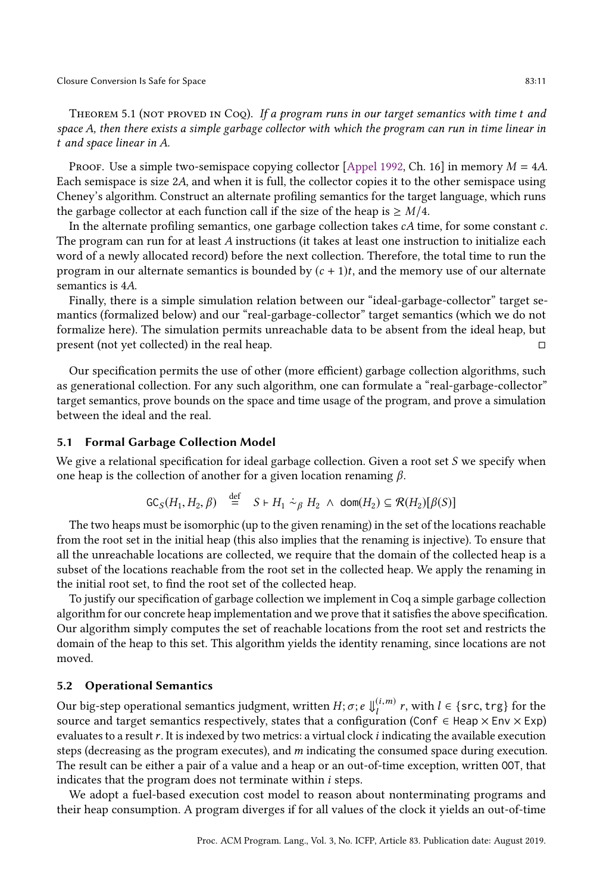**Theorem 5.1** (not proved in Coq). *If a program runs in our target semantics with time $t$ and space $A$, then there exists a simple garbage collector with which the program can run in time linear in $t$ and space linear in $A$.*

Proof. Use a simple two-semispace copying collector [Appel 1992, Ch. 16] in memory $M = 4A$. Each semispace is size $2A$, and when it is full, the collector copies it to the other semispace using Cheney's algorithm. Construct an alternate profiling semantics for the target language, which runs the garbage collector at each function call if the size of the heap is $\geq M/4$.

In the alternate profiling semantics, one garbage collection takes $cA$ time, for some constant $c$. The program can run for at least $A$ instructions (it takes at least one instruction to initialize each word of a newly allocated record) before the next collection. Therefore, the total time to run the program in our alternate semantics is bounded by $(c + 1)t$, and the memory use of our alternate semantics is $4A$.

Finally, there is a simple simulation relation between our "ideal-garbage-collector" target semantics (formalized below) and our "real-garbage-collector" target semantics (which we do not formalize here). The simulation permits unreachable data to be absent from the ideal heap, but present (not yet collected) in the real heap. □

Our specification permits the use of other (more efficient) garbage collection algorithms, such as generational collection. For any such algorithm, one can formulate a "real-garbage-collector" target semantics, prove bounds on the space and time usage of the program, and prove a simulation between the ideal and the real.

## 5.1 Formal Garbage Collection Model

We give a relational specification for ideal garbage collection. Given a root set $S$ we specify when one heap is the collection of another for a given location renaming $\beta$.

$$\mathsf{GC}_S(H_1, H_2, \beta) \quad \stackrel{\text{def}}{=} \quad S \vdash H_1 \dot{\sim}_\beta H_2 \;\wedge\; \mathsf{dom}(H_2) \subseteq \mathcal{R}(H_2)[\beta(S)]$$

The two heaps must be isomorphic (up to the given renaming) in the set of the locations reachable from the root set in the initial heap (this also implies that the renaming is injective). To ensure that all the unreachable locations are collected, we require that the domain of the collected heap is a subset of the locations reachable from the root set in the collected heap. We apply the renaming in the initial root set, to find the root set of the collected heap.

To justify our specification of garbage collection we implement in Coq a simple garbage collection algorithm for our concrete heap implementation and we prove that it satisfies the above specification. Our algorithm simply computes the set of reachable locations from the root set and restricts the domain of the heap to this set. This algorithm yields the identity renaming, since locations are not moved.

## 5.2 Operational Semantics

Our big-step operational semantics judgment, written $H; \sigma; e \Downarrow_l^{(i,m)} r$, with $l \in \{\mathsf{src}, \mathsf{trg}\}$ for the source and target semantics respectively, states that a configuration ($\mathsf{Conf} \in \mathsf{Heap} \times \mathsf{Env} \times \mathsf{Exp}$) evaluates to a result $r$. It is indexed by two metrics: a virtual clock $i$ indicating the available execution steps (decreasing as the program executes), and $m$ indicating the consumed space during execution. The result can be either a pair of a value and a heap or an out-of-time exception, written $\mathsf{OOT}$, that indicates that the program does not terminate within $i$ steps.

We adopt a fuel-based execution cost model to reason about nonterminating programs and their heap consumption. A program diverges if for all values of the clock it yields an out-of-time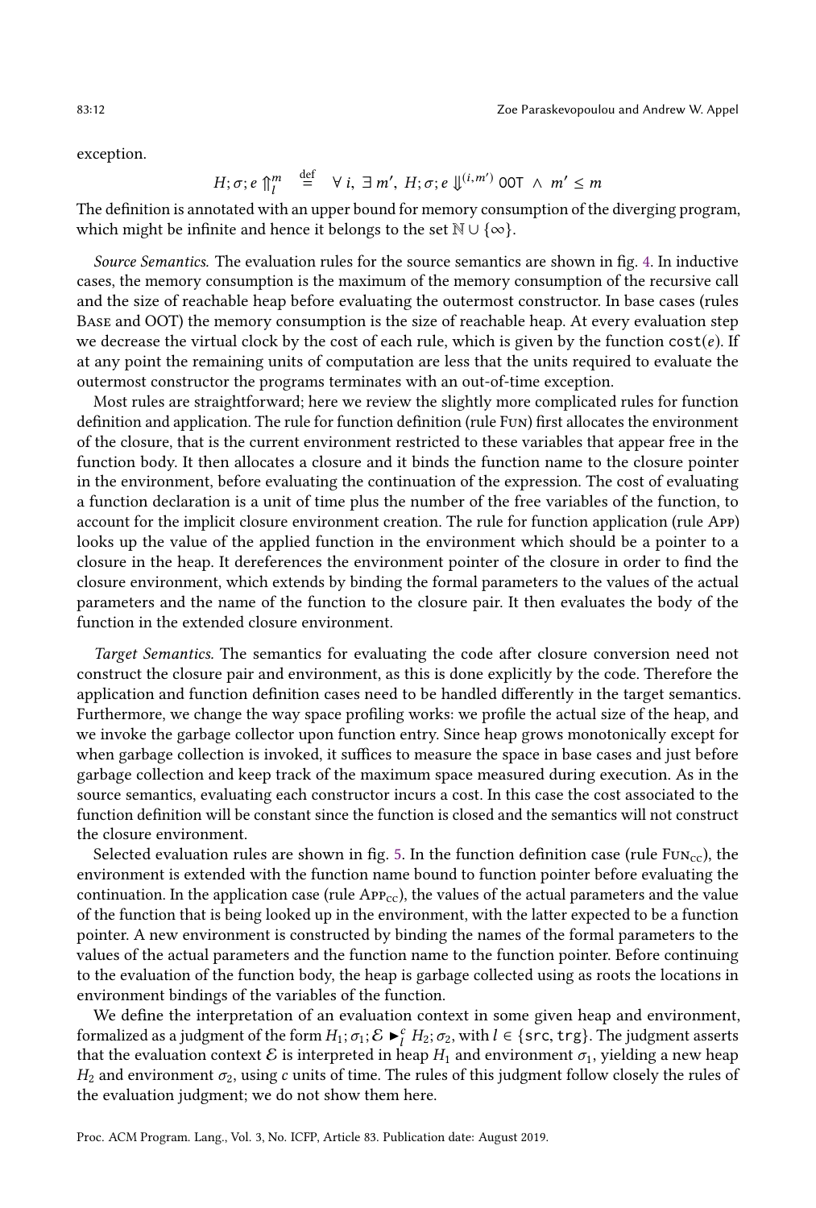exception.

$$H; \sigma; e \Uparrow_l^m \stackrel{\text{def}}{=} \forall\, i,\ \exists\, m',\ H; \sigma; e \Downarrow^{(i,m')} \texttt{OOT} \ \wedge\ m' \leq m$$

The definition is annotated with an upper bound for memory consumption of the diverging program, which might be infinite and hence it belongs to the set $\mathbb{N} \cup \{\infty\}$.

*Source Semantics.* The evaluation rules for the source semantics are shown in fig. 4. In inductive cases, the memory consumption is the maximum of the memory consumption of the recursive call and the size of reachable heap before evaluating the outermost constructor. In base cases (rules Base and OOT) the memory consumption is the size of reachable heap. At every evaluation step we decrease the virtual clock by the cost of each rule, which is given by the function $\texttt{cost}(e)$. If at any point the remaining units of computation are less that the units required to evaluate the outermost constructor the programs terminates with an out-of-time exception.

Most rules are straightforward; here we review the slightly more complicated rules for function definition and application. The rule for function definition (rule Fun) first allocates the environment of the closure, that is the current environment restricted to these variables that appear free in the function body. It then allocates a closure and it binds the function name to the closure pointer in the environment, before evaluating the continuation of the expression. The cost of evaluating a function declaration is a unit of time plus the number of the free variables of the function, to account for the implicit closure environment creation. The rule for function application (rule App) looks up the value of the applied function in the environment which should be a pointer to a closure in the heap. It dereferences the environment pointer of the closure in order to find the closure environment, which extends by binding the formal parameters to the values of the actual parameters and the name of the function to the closure pair. It then evaluates the body of the function in the extended closure environment.

*Target Semantics.* The semantics for evaluating the code after closure conversion need not construct the closure pair and environment, as this is done explicitly by the code. Therefore the application and function definition cases need to be handled differently in the target semantics. Furthermore, we change the way space profiling works: we profile the actual size of the heap, and we invoke the garbage collector upon function entry. Since heap grows monotonically except for when garbage collection is invoked, it suffices to measure the space in base cases and just before garbage collection and keep track of the maximum space measured during execution. As in the source semantics, evaluating each constructor incurs a cost. In this case the cost associated to the function definition will be constant since the function is closed and the semantics will not construct the closure environment.

Selected evaluation rules are shown in fig. 5. In the function definition case (rule $\text{Fun}_{\text{CC}}$), the environment is extended with the function name bound to function pointer before evaluating the continuation. In the application case (rule $\text{App}_{\text{CC}}$), the values of the actual parameters and the value of the function that is being looked up in the environment, with the latter expected to be a function pointer. A new environment is constructed by binding the names of the formal parameters to the values of the actual parameters and the function name to the function pointer. Before continuing to the evaluation of the function body, the heap is garbage collected using as roots the locations in environment bindings of the variables of the function.

We define the interpretation of an evaluation context in some given heap and environment, formalized as a judgment of the form $H_1; \sigma_1; \mathcal{E} \blacktriangleright_l^c H_2; \sigma_2$, with $l \in \{\texttt{src}, \texttt{trg}\}$. The judgment asserts that the evaluation context $\mathcal{E}$ is interpreted in heap $H_1$ and environment $\sigma_1$, yielding a new heap $H_2$ and environment $\sigma_2$, using $c$ units of time. The rules of this judgment follow closely the rules of the evaluation judgment; we do not show them here.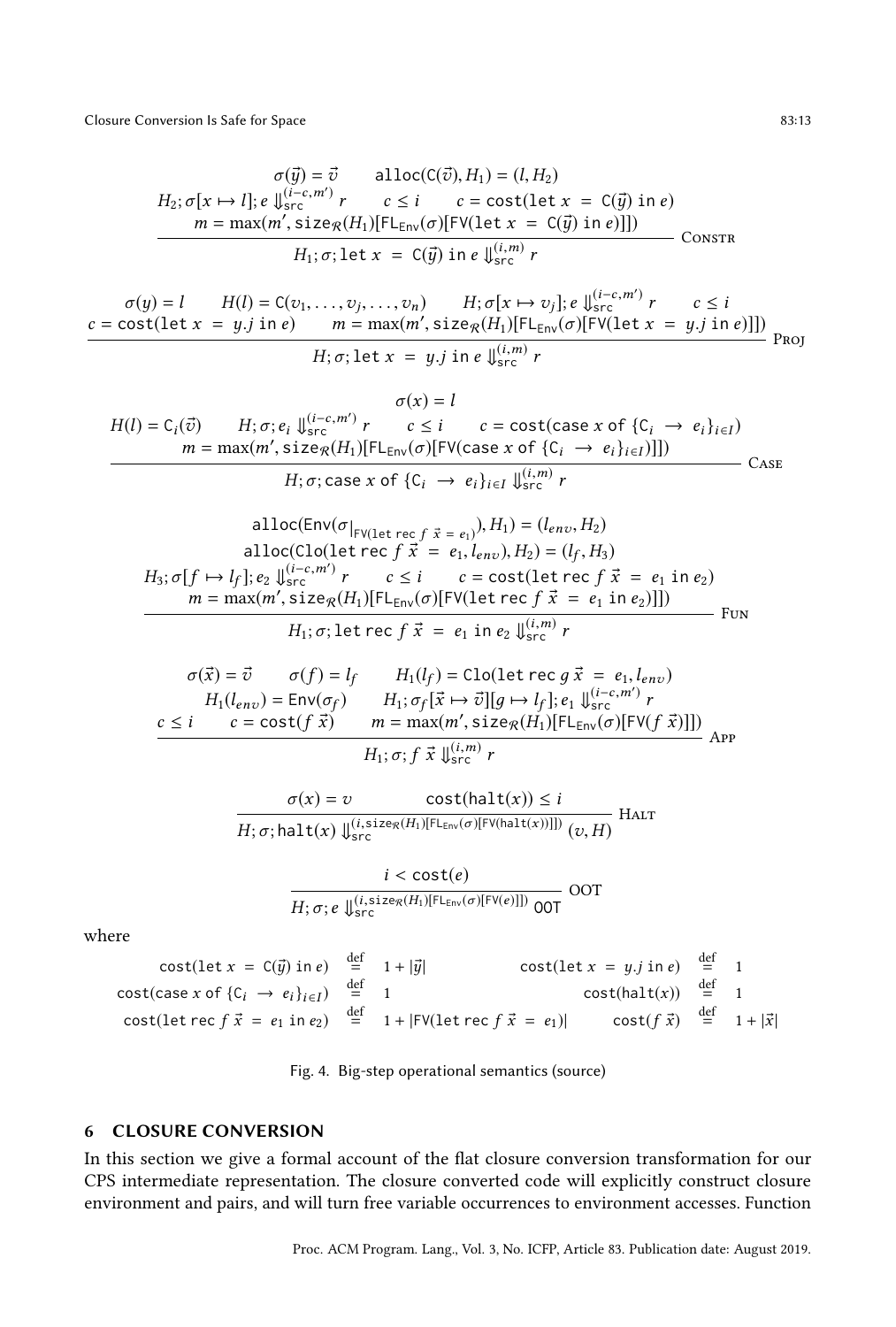$$
\frac{\begin{array}{c}\sigma(\vec{y}) = \vec{v} \qquad \mathtt{alloc}(\mathsf{C}(\vec{v}), H_1) = (l, H_2) \\ H_2; \sigma[x \mapsto l]; e \Downarrow_{\mathsf{src}}^{(i-c, m')} r \qquad c \le i \qquad c = \mathsf{cost}(\mathtt{let}\ x\ =\ \mathsf{C}(\vec{y})\ \mathtt{in}\ e) \\ m = \max(m', \mathsf{size}_{\mathcal{R}}(H_1)[\mathsf{FL}_{\mathsf{Env}}(\sigma)[\mathsf{FV}(\mathtt{let}\ x\ =\ \mathsf{C}(\vec{y})\ \mathtt{in}\ e)]])\end{array}}{H_1; \sigma; \mathtt{let}\ x\ =\ \mathsf{C}(\vec{y})\ \mathtt{in}\ e \Downarrow_{\mathsf{src}}^{(i,m)} r}\ \textsc{Constr}
$$

$$
\frac{\begin{array}{c}\sigma(y) = l \qquad H(l) = \mathsf{C}(v_1, \ldots, v_j, \ldots, v_n) \qquad H; \sigma[x \mapsto v_j]; e \Downarrow_{\mathsf{src}}^{(i-c, m')} r \qquad c \le i \\ c = \mathsf{cost}(\mathtt{let}\ x\ =\ y.j\ \mathtt{in}\ e) \qquad m = \max(m', \mathsf{size}_{\mathcal{R}}(H_1)[\mathsf{FL}_{\mathsf{Env}}(\sigma)[\mathsf{FV}(\mathtt{let}\ x\ =\ y.j\ \mathtt{in}\ e)]])\end{array}}{H; \sigma; \mathtt{let}\ x\ =\ y.j\ \mathtt{in}\ e \Downarrow_{\mathsf{src}}^{(i,m)} r}\ \textsc{Proj}
$$

$$
\frac{\begin{array}{c}\sigma(x) = l \\ H(l) = \mathsf{C}_i(\vec{v}) \qquad H; \sigma; e_i \Downarrow_{\mathsf{src}}^{(i-c, m')} r \qquad c \le i \qquad c = \mathsf{cost}(\mathtt{case}\ x\ \mathtt{of}\ \{\mathsf{C}_i\ \rightarrow\ e_i\}_{i \in I}) \\ m = \max(m', \mathsf{size}_{\mathcal{R}}(H_1)[\mathsf{FL}_{\mathsf{Env}}(\sigma)[\mathsf{FV}(\mathtt{case}\ x\ \mathtt{of}\ \{\mathsf{C}_i\ \rightarrow\ e_i\}_{i \in I})]])\end{array}}{H; \sigma; \mathtt{case}\ x\ \mathtt{of}\ \{\mathsf{C}_i\ \rightarrow\ e_i\}_{i \in I} \Downarrow_{\mathsf{src}}^{(i,m)} r}\ \textsc{Case}
$$

$$
\frac{\begin{array}{c}\mathtt{alloc}(\mathsf{Env}(\sigma|_{\mathsf{FV}(\mathtt{let\ rec}\ f\ \vec{x}\ =\ e_1)}), H_1) = (l_{env}, H_2) \\ \mathtt{alloc}(\mathsf{Clo}(\mathtt{let\ rec}\ f\ \vec{x}\ =\ e_1, l_{env}), H_2) = (l_f, H_3) \\ H_3; \sigma[f \mapsto l_f]; e_2 \Downarrow_{\mathsf{src}}^{(i-c, m')} r \qquad c \le i \qquad c = \mathsf{cost}(\mathtt{let\ rec}\ f\ \vec{x}\ =\ e_1\ \mathtt{in}\ e_2) \\ m = \max(m', \mathsf{size}_{\mathcal{R}}(H_1)[\mathsf{FL}_{\mathsf{Env}}(\sigma)[\mathsf{FV}(\mathtt{let\ rec}\ f\ \vec{x}\ =\ e_1\ \mathtt{in}\ e_2)]])\end{array}}{H_1; \sigma; \mathtt{let\ rec}\ f\ \vec{x}\ =\ e_1\ \mathtt{in}\ e_2 \Downarrow_{\mathsf{src}}^{(i,m)} r}\ \textsc{Fun}
$$

$$
\frac{\begin{array}{c}\sigma(\vec{x}) = \vec{v} \qquad \sigma(f) = l_f \qquad H_1(l_f) = \mathsf{Clo}(\mathtt{let\ rec}\ g\ \vec{x}\ =\ e_1, l_{env}) \\ H_1(l_{env}) = \mathsf{Env}(\sigma_f) \qquad H_1; \sigma_f[\vec{x} \mapsto \vec{v}][g \mapsto l_f]; e_1 \Downarrow_{\mathsf{src}}^{(i-c, m')} r \\ c \le i \qquad c = \mathsf{cost}(f\ \vec{x}) \qquad m = \max(m', \mathsf{size}_{\mathcal{R}}(H_1)[\mathsf{FL}_{\mathsf{Env}}(\sigma)[\mathsf{FV}(f\ \vec{x})]])\end{array}}{H_1; \sigma; f\ \vec{x} \Downarrow_{\mathsf{src}}^{(i,m)} r}\ \textsc{App}
$$

$$
\frac{\sigma(x) = v \qquad \mathsf{cost}(\mathtt{halt}(x)) \le i}{H; \sigma; \mathtt{halt}(x) \Downarrow_{\mathsf{src}}^{(i, \mathsf{size}_{\mathcal{R}}(H_1)[\mathsf{FL}_{\mathsf{Env}}(\sigma)[\mathsf{FV}(\mathtt{halt}(x))]])} (v, H)}\ \textsc{Halt}
$$

$$
\frac{i < \mathsf{cost}(e)}{H; \sigma; e \Downarrow_{\mathsf{src}}^{(i, \mathsf{size}_{\mathcal{R}}(H_1)[\mathsf{FL}_{\mathsf{Env}}(\sigma)[\mathsf{FV}(e)]])} \mathsf{OOT}}\ \textsc{OOT}
$$

where

$$
\begin{array}{lcllcl}
\mathsf{cost}(\mathtt{let}\ x\ =\ \mathsf{C}(\vec{y})\ \mathtt{in}\ e) & \stackrel{\text{def}}{=} & 1 + |\vec{y}| & \mathsf{cost}(\mathtt{let}\ x\ =\ y.j\ \mathtt{in}\ e) & \stackrel{\text{def}}{=} & 1 \\
\mathsf{cost}(\mathtt{case}\ x\ \mathtt{of}\ \{\mathsf{C}_i\ \rightarrow\ e_i\}_{i \in I}) & \stackrel{\text{def}}{=} & 1 & \mathsf{cost}(\mathtt{halt}(x)) & \stackrel{\text{def}}{=} & 1 \\
\mathsf{cost}(\mathtt{let\ rec}\ f\ \vec{x}\ =\ e_1\ \mathtt{in}\ e_2) & \stackrel{\text{def}}{=} & 1 + |\mathsf{FV}(\mathtt{let\ rec}\ f\ \vec{x}\ =\ e_1)| & \mathsf{cost}(f\ \vec{x}) & \stackrel{\text{def}}{=} & 1 + |\vec{x}|
\end{array}
$$

Fig. 4. Big-step operational semantics (source)

## 6 CLOSURE CONVERSION

In this section we give a formal account of the flat closure conversion transformation for our CPS intermediate representation. The closure converted code will explicitly construct closure environment and pairs, and will turn free variable occurrences to environment accesses. Function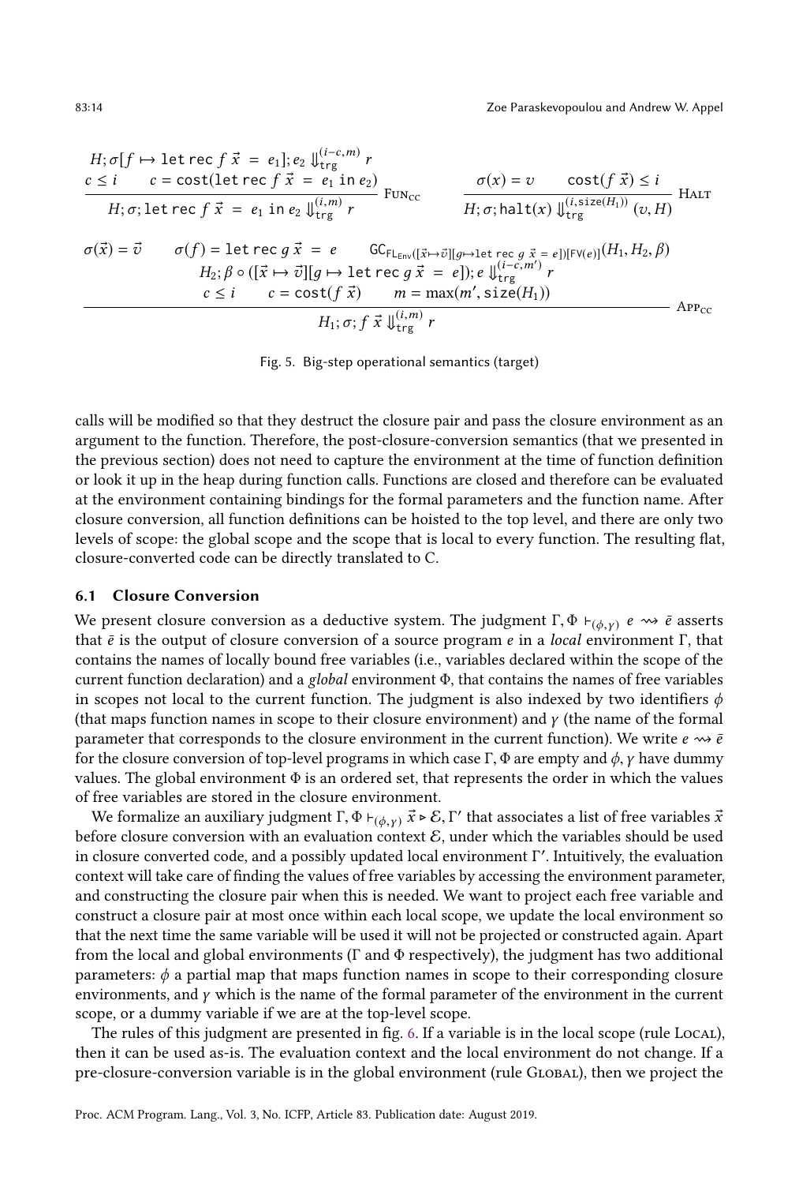$$\frac{H; \sigma[f \mapsto \texttt{let rec } f\ \vec{x}\ =\ e_1]; e_2 \Downarrow_{\texttt{trg}}^{(i-c,m)} r \qquad c \le i \qquad c = \texttt{cost}(\texttt{let rec } f\ \vec{x}\ =\ e_1 \texttt{ in } e_2)}{H; \sigma; \texttt{let rec } f\ \vec{x}\ =\ e_1 \texttt{ in } e_2 \Downarrow_{\texttt{trg}}^{(i,m)} r}\ \textsc{Fun}_{\textsc{cc}}$$

$$\frac{\sigma(x) = v \qquad \texttt{cost}(f\ \vec{x}) \le i}{H; \sigma; \texttt{halt}(x) \Downarrow_{\texttt{trg}}^{(i,\texttt{size}(H))} (v, H)}\ \textsc{Halt}$$

$$\frac{\begin{array}{c}\sigma(\vec{x}) = \vec{v} \qquad \sigma(f) = \texttt{let rec } g\ \vec{x}\ =\ e \qquad \texttt{GC}_{\texttt{FL}_{\texttt{Env}}([\vec{x} \mapsto \vec{v}][g \mapsto \texttt{let rec } g\ \vec{x}\ =\ e])[\texttt{FV}(e)]}(H_1, H_2, \beta) \\ H_2; \beta \circ ([\vec{x} \mapsto \vec{v}][g \mapsto \texttt{let rec } g\ \vec{x}\ =\ e]); e \Downarrow_{\texttt{trg}}^{(i-c,m')} r \\ c \le i \qquad c = \texttt{cost}(f\ \vec{x}) \qquad m = \max(m', \texttt{size}(H_1))\end{array}}{H_1; \sigma; f\ \vec{x} \Downarrow_{\texttt{trg}}^{(i,m)} r}\ \textsc{App}_{\textsc{cc}}$$

Fig. 5. Big-step operational semantics (target)

calls will be modified so that they destruct the closure pair and pass the closure environment as an argument to the function. Therefore, the post-closure-conversion semantics (that we presented in the previous section) does not need to capture the environment at the time of function definition or look it up in the heap during function calls. Functions are closed and therefore can be evaluated at the environment containing bindings for the formal parameters and the function name. After closure conversion, all function definitions can be hoisted to the top level, and there are only two levels of scope: the global scope and the scope that is local to every function. The resulting flat, closure-converted code can be directly translated to C.

### 6.1 Closure Conversion

We present closure conversion as a deductive system. The judgment $\Gamma, \Phi \vdash_{(\phi,\gamma)} e \rightsquigarrow \bar{e}$ asserts that $\bar{e}$ is the output of closure conversion of a source program $e$ in a *local* environment $\Gamma$, that contains the names of locally bound free variables (i.e., variables declared within the scope of the current function declaration) and a *global* environment $\Phi$, that contains the names of free variables in scopes not local to the current function. The judgment is also indexed by two identifiers $\phi$ (that maps function names in scope to their closure environment) and $\gamma$ (the name of the formal parameter that corresponds to the closure environment in the current function). We write $e \rightsquigarrow \bar{e}$ for the closure conversion of top-level programs in which case $\Gamma, \Phi$ are empty and $\phi, \gamma$ have dummy values. The global environment $\Phi$ is an ordered set, that represents the order in which the values of free variables are stored in the closure environment.

We formalize an auxiliary judgment $\Gamma, \Phi \vdash_{(\phi,\gamma)} \vec{x} \triangleright \mathcal{E}, \Gamma'$ that associates a list of free variables $\vec{x}$ before closure conversion with an evaluation context $\mathcal{E}$, under which the variables should be used in closure converted code, and a possibly updated local environment $\Gamma'$. Intuitively, the evaluation context will take care of finding the values of free variables by accessing the environment parameter, and constructing the closure pair when this is needed. We want to project each free variable and construct a closure pair at most once within each local scope, we update the local environment so that the next time the same variable will be used it will not be projected or constructed again. Apart from the local and global environments ($\Gamma$ and $\Phi$ respectively), the judgment has two additional parameters: $\phi$ a partial map that maps function names in scope to their corresponding closure environments, and $\gamma$ which is the name of the formal parameter of the environment in the current scope, or a dummy variable if we are at the top-level scope.

The rules of this judgment are presented in fig. 6. If a variable is in the local scope (rule Local), then it can be used as-is. The evaluation context and the local environment do not change. If a pre-closure-conversion variable is in the global environment (rule Global), then we project the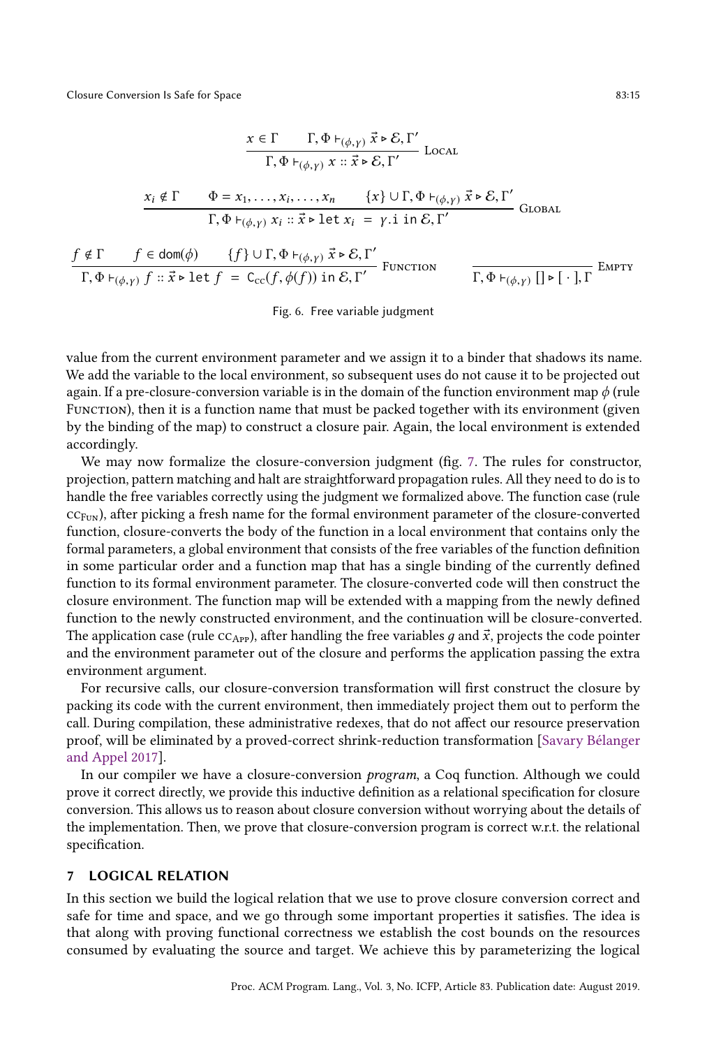$$\frac{x \in \Gamma \qquad \Gamma, \Phi \vdash_{(\phi,\gamma)} \vec{x} \triangleright \mathcal{E}, \Gamma'}{\Gamma, \Phi \vdash_{(\phi,\gamma)} x :: \vec{x} \triangleright \mathcal{E}, \Gamma'} \text{ Local}$$

$$\frac{x_i \notin \Gamma \qquad \Phi = x_1, \ldots, x_i, \ldots, x_n \qquad \{x\} \cup \Gamma, \Phi \vdash_{(\phi,\gamma)} \vec{x} \triangleright \mathcal{E}, \Gamma'}{\Gamma, \Phi \vdash_{(\phi,\gamma)} x_i :: \vec{x} \triangleright \texttt{let } x_i \ = \ \gamma.\texttt{i in } \mathcal{E}, \Gamma'} \text{ Global}$$

$$\frac{f \notin \Gamma \qquad f \in \mathsf{dom}(\phi) \qquad \{f\} \cup \Gamma, \Phi \vdash_{(\phi,\gamma)} \vec{x} \triangleright \mathcal{E}, \Gamma'}{\Gamma, \Phi \vdash_{(\phi,\gamma)} f :: \vec{x} \triangleright \texttt{let } f \ = \ \mathsf{C}_{\mathsf{cc}}(f, \phi(f)) \texttt{ in } \mathcal{E}, \Gamma'} \text{ Function} \qquad \frac{}{\Gamma, \Phi \vdash_{(\phi,\gamma)} [] \triangleright [\,\cdot\,], \Gamma} \text{ Empty}$$

Fig. 6. Free variable judgment

value from the current environment parameter and we assign it to a binder that shadows its name. We add the variable to the local environment, so subsequent uses do not cause it to be projected out again. If a pre-closure-conversion variable is in the domain of the function environment map $\phi$ (rule Function), then it is a function name that must be packed together with its environment (given by the binding of the map) to construct a closure pair. Again, the local environment is extended accordingly.

We may now formalize the closure-conversion judgment (fig. 7. The rules for constructor, projection, pattern matching and halt are straightforward propagation rules. All they need to do is to handle the free variables correctly using the judgment we formalized above. The function case (rule $\text{cc}_{\text{Fun}}$), after picking a fresh name for the formal environment parameter of the closure-converted function, closure-converts the body of the function in a local environment that contains only the formal parameters, a global environment that consists of the free variables of the function definition in some particular order and a function map that has a single binding of the currently defined function to its formal environment parameter. The closure-converted code will then construct the closure environment. The function map will be extended with a mapping from the newly defined function to the newly constructed environment, and the continuation will be closure-converted. The application case (rule $\text{cc}_{\text{App}}$), after handling the free variables $g$ and $\vec{x}$, projects the code pointer and the environment parameter out of the closure and performs the application passing the extra environment argument.

For recursive calls, our closure-conversion transformation will first construct the closure by packing its code with the current environment, then immediately project them out to perform the call. During compilation, these administrative redexes, that do not affect our resource preservation proof, will be eliminated by a proved-correct shrink-reduction transformation [Savary Bélanger and Appel 2017].

In our compiler we have a closure-conversion *program*, a Coq function. Although we could prove it correct directly, we provide this inductive definition as a relational specification for closure conversion. This allows us to reason about closure conversion without worrying about the details of the implementation. Then, we prove that closure-conversion program is correct w.r.t. the relational specification.

## 7 LOGICAL RELATION

In this section we build the logical relation that we use to prove closure conversion correct and safe for time and space, and we go through some important properties it satisfies. The idea is that along with proving functional correctness we establish the cost bounds on the resources consumed by evaluating the source and target. We achieve this by parameterizing the logical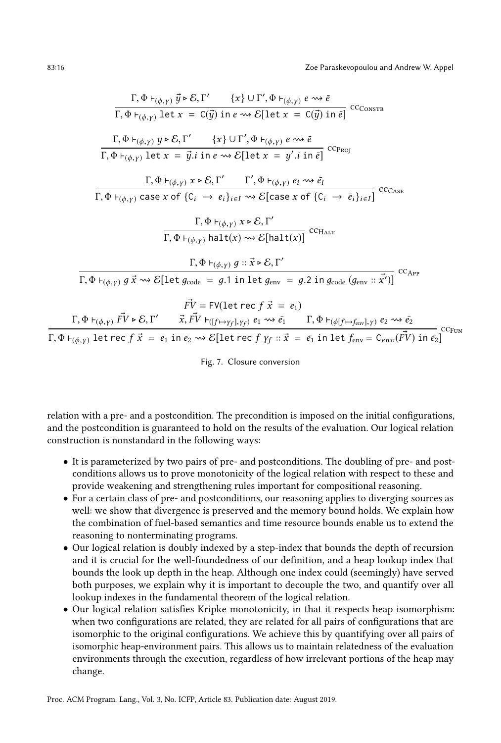$$\frac{\Gamma, \Phi \vdash_{(\phi,\gamma)} \vec{y} \triangleright \mathcal{E}, \Gamma' \qquad \{x\} \cup \Gamma', \Phi \vdash_{(\phi,\gamma)} e \rightsquigarrow \bar{e}}{\Gamma, \Phi \vdash_{(\phi,\gamma)} \texttt{let } x \ = \ \texttt{C}(\vec{y}) \texttt{ in } e \rightsquigarrow \mathcal{E}[\texttt{let } x \ = \ \texttt{C}(\vec{y}) \texttt{ in } \bar{e}]} \text{ CCCONSTR}$$

$$\frac{\Gamma, \Phi \vdash_{(\phi,\gamma)} y \triangleright \mathcal{E}, \Gamma' \qquad \{x\} \cup \Gamma', \Phi \vdash_{(\phi,\gamma)} e \rightsquigarrow \bar{e}}{\Gamma, \Phi \vdash_{(\phi,\gamma)} \texttt{let } x \ = \ \vec{y}.i \texttt{ in } e \rightsquigarrow \mathcal{E}[\texttt{let } x \ = \ y'.i \texttt{ in } \bar{e}]} \text{ CCPROJ}$$

$$\frac{\Gamma, \Phi \vdash_{(\phi,\gamma)} x \triangleright \mathcal{E}, \Gamma' \qquad \Gamma', \Phi \vdash_{(\phi,\gamma)} e_i \rightsquigarrow \bar{e_i}}{\Gamma, \Phi \vdash_{(\phi,\gamma)} \texttt{case } x \texttt{ of } \{\texttt{C}_i \ \rightarrow \ e_i\}_{i \in I} \rightsquigarrow \mathcal{E}[\texttt{case } x \texttt{ of } \{\texttt{C}_i \ \rightarrow \ \bar{e_i}\}_{i \in I}]} \text{ CCCASE}$$

$$\frac{\Gamma, \Phi \vdash_{(\phi,\gamma)} x \triangleright \mathcal{E}, \Gamma'}{\Gamma, \Phi \vdash_{(\phi,\gamma)} \texttt{halt}(x) \rightsquigarrow \mathcal{E}[\texttt{halt}(x)]} \text{ CCHALT}$$

$$\frac{\Gamma, \Phi \vdash_{(\phi,\gamma)} g :: \vec{x} \triangleright \mathcal{E}, \Gamma'}{\Gamma, \Phi \vdash_{(\phi,\gamma)} g \ \vec{x} \rightsquigarrow \mathcal{E}[\texttt{let } g_{\text{code}} \ = \ g.1 \texttt{ in let } g_{\text{env}} \ = \ g.2 \texttt{ in } g_{\text{code}} \ (g_{\text{env}} :: \vec{x'})]} \text{ CCAPP}$$

$$\frac{\vec{FV} = \texttt{FV}(\texttt{let rec } f \ \vec{x} \ = \ e_1) \qquad \Gamma, \Phi \vdash_{(\phi,\gamma)} \vec{FV} \triangleright \mathcal{E}, \Gamma' \qquad \vec{x}, \vec{FV} \vdash_{([f \mapsto \gamma_f], \gamma_f)} e_1 \rightsquigarrow \bar{e_1} \qquad \Gamma, \Phi \vdash_{(\phi[f \mapsto f_{\text{env}}], \gamma)} e_2 \rightsquigarrow \bar{e_2}}{\Gamma, \Phi \vdash_{(\phi,\gamma)} \texttt{let rec } f \ \vec{x} \ = \ e_1 \texttt{ in } e_2 \rightsquigarrow \mathcal{E}[\texttt{let rec } f \ \gamma_f :: \vec{x} \ = \ \bar{e_1} \texttt{ in let } f_{\text{env}} = \texttt{C}_{env}(\vec{FV}) \texttt{ in } \bar{e_2}]} \text{ CCFUN}$$

Fig. 7. Closure conversion

relation with a pre- and a postcondition. The precondition is imposed on the initial configurations, and the postcondition is guaranteed to hold on the results of the evaluation. Our logical relation construction is nonstandard in the following ways:

- It is parameterized by two pairs of pre- and postconditions. The doubling of pre- and postconditions allows us to prove monotonicity of the logical relation with respect to these and provide weakening and strengthening rules important for compositional reasoning.
- For a certain class of pre- and postconditions, our reasoning applies to diverging sources as well: we show that divergence is preserved and the memory bound holds. We explain how the combination of fuel-based semantics and time resource bounds enable us to extend the reasoning to nonterminating programs.
- Our logical relation is doubly indexed by a step-index that bounds the depth of recursion and it is crucial for the well-foundedness of our definition, and a heap lookup index that bounds the look up depth in the heap. Although one index could (seemingly) have served both purposes, we explain why it is important to decouple the two, and quantify over all lookup indexes in the fundamental theorem of the logical relation.
- Our logical relation satisfies Kripke monotonicity, in that it respects heap isomorphism: when two configurations are related, they are related for all pairs of configurations that are isomorphic to the original configurations. We achieve this by quantifying over all pairs of isomorphic heap-environment pairs. This allows us to maintain relatedness of the evaluation environments through the execution, regardless of how irrelevant portions of the heap may change.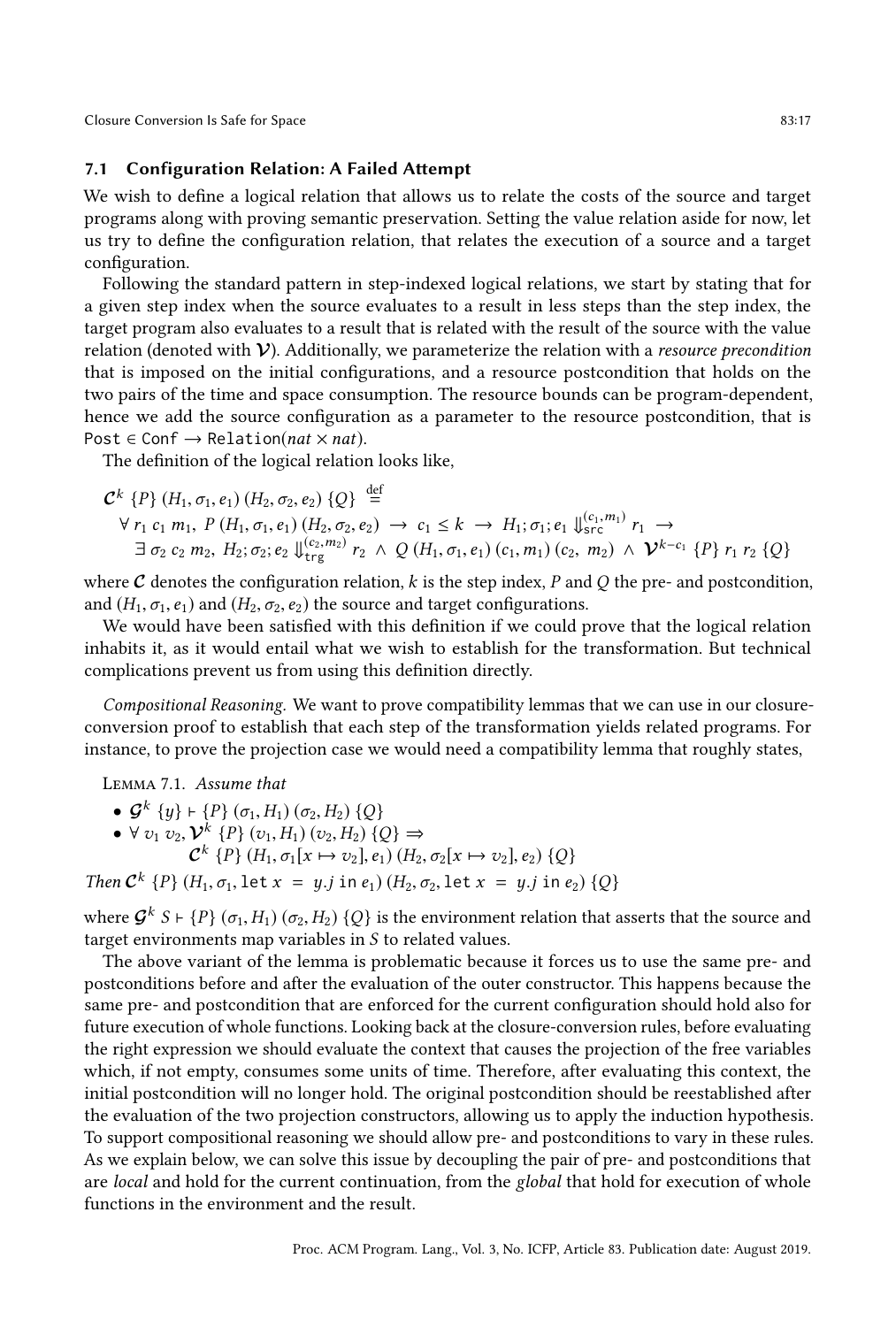### 7.1 Configuration Relation: A Failed Attempt

We wish to define a logical relation that allows us to relate the costs of the source and target programs along with proving semantic preservation. Setting the value relation aside for now, let us try to define the configuration relation, that relates the execution of a source and a target configuration.

Following the standard pattern in step-indexed logical relations, we start by stating that for a given step index when the source evaluates to a result in less steps than the step index, the target program also evaluates to a result that is related with the result of the source with the value relation (denoted with $\mathcal{V}$). Additionally, we parameterize the relation with a *resource precondition* that is imposed on the initial configurations, and a resource postcondition that holds on the two pairs of the time and space consumption. The resource bounds can be program-dependent, hence we add the source configuration as a parameter to the resource postcondition, that is $\texttt{Post} \in \texttt{Conf} \rightarrow \texttt{Relation}(\mathit{nat} \times \mathit{nat})$.

The definition of the logical relation looks like,

$$
\begin{array}{l}
\mathcal{C}^k \; \{P\} \; (H_1, \sigma_1, e_1) \; (H_2, \sigma_2, e_2) \; \{Q\} \stackrel{\text{def}}{=} \\
\quad \forall \; r_1 \; c_1 \; m_1, \; P \; (H_1, \sigma_1, e_1) \; (H_2, \sigma_2, e_2) \; \rightarrow \; c_1 \leq k \; \rightarrow \; H_1; \sigma_1; e_1 \Downarrow_{\texttt{src}}^{(c_1, m_1)} r_1 \; \rightarrow \\
\qquad \exists \; \sigma_2 \; c_2 \; m_2, \; H_2; \sigma_2; e_2 \Downarrow_{\texttt{trg}}^{(c_2, m_2)} r_2 \; \wedge \; Q \; (H_1, \sigma_1, e_1) \; (c_1, m_1) \; (c_2, \; m_2) \; \wedge \; \mathcal{V}^{k - c_1} \; \{P\} \; r_1 \; r_2 \; \{Q\}
\end{array}
$$

where $\mathcal{C}$ denotes the configuration relation, $k$ is the step index, $P$ and $Q$ the pre- and postcondition, and $(H_1, \sigma_1, e_1)$ and $(H_2, \sigma_2, e_2)$ the source and target configurations.

We would have been satisfied with this definition if we could prove that the logical relation inhabits it, as it would entail what we wish to establish for the transformation. But technical complications prevent us from using this definition directly.

*Compositional Reasoning.* We want to prove compatibility lemmas that we can use in our closure-conversion proof to establish that each step of the transformation yields related programs. For instance, to prove the projection case we would need a compatibility lemma that roughly states,

Lemma 7.1. *Assume that*

- $\mathcal{G}^k \; \{y\} \vdash \{P\} \; (\sigma_1, H_1) \; (\sigma_2, H_2) \; \{Q\}$
- $\forall \; v_1 \; v_2, \mathcal{V}^k \; \{P\} \; (v_1, H_1) \; (v_2, H_2) \; \{Q\} \Rightarrow$
  $\qquad \mathcal{C}^k \; \{P\} \; (H_1, \sigma_1[x \mapsto v_2], e_1) \; (H_2, \sigma_2[x \mapsto v_2], e_2) \; \{Q\}$

*Then* $\mathcal{C}^k \; \{P\} \; (H_1, \sigma_1, \texttt{let } x \texttt{ = } y.j \texttt{ in } e_1) \; (H_2, \sigma_2, \texttt{let } x \texttt{ = } y.j \texttt{ in } e_2) \; \{Q\}$

where $\mathcal{G}^k \; S \vdash \{P\} \; (\sigma_1, H_1) \; (\sigma_2, H_2) \; \{Q\}$ is the environment relation that asserts that the source and target environments map variables in $S$ to related values.

The above variant of the lemma is problematic because it forces us to use the same pre- and postconditions before and after the evaluation of the outer constructor. This happens because the same pre- and postcondition that are enforced for the current configuration should hold also for future execution of whole functions. Looking back at the closure-conversion rules, before evaluating the right expression we should evaluate the context that causes the projection of the free variables which, if not empty, consumes some units of time. Therefore, after evaluating this context, the initial postcondition will no longer hold. The original postcondition should be reestablished after the evaluation of the two projection constructors, allowing us to apply the induction hypothesis. To support compositional reasoning we should allow pre- and postconditions to vary in these rules. As we explain below, we can solve this issue by decoupling the pair of pre- and postconditions that are *local* and hold for the current continuation, from the *global* that hold for execution of whole functions in the environment and the result.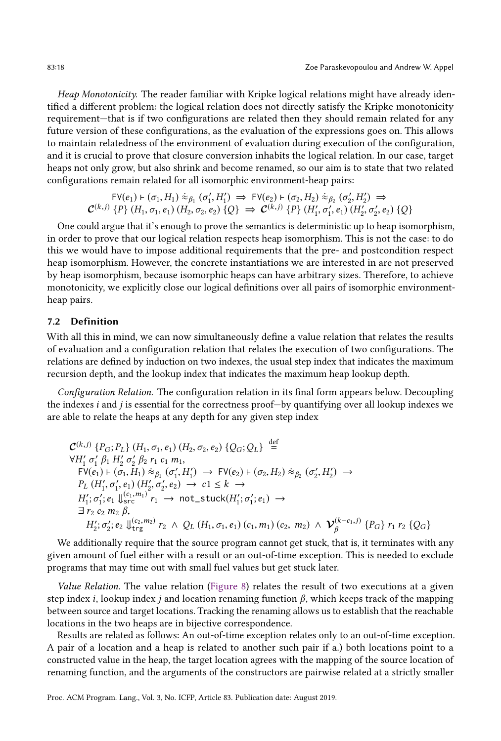*Heap Monotonicity.* The reader familiar with Kripke logical relations might have already identified a different problem: the logical relation does not directly satisfy the Kripke monotonicity requirement—that is if two configurations are related then they should remain related for any future version of these configurations, as the evaluation of the expressions goes on. This allows to maintain relatedness of the environment of evaluation during execution of the configuration, and it is crucial to prove that closure conversion inhabits the logical relation. In our case, target heaps not only grow, but also shrink and become renamed, so our aim is to state that two related configurations remain related for all isomorphic environment-heap pairs:

$$\mathsf{FV}(e_1) \vdash (\sigma_1, H_1) \approx_{\beta_1} (\sigma_1', H_1') \implies \mathsf{FV}(e_2) \vdash (\sigma_2, H_2) \approx_{\beta_2} (\sigma_2', H_2') \implies$$
$$\mathcal{C}^{(k,j)}\ \{P\}\ (H_1, \sigma_1, e_1)\ (H_2, \sigma_2, e_2)\ \{Q\} \implies \mathcal{C}^{(k,j)}\ \{P\}\ (H_1', \sigma_1', e_1)\ (H_2', \sigma_2', e_2)\ \{Q\}$$

One could argue that it's enough to prove the semantics is deterministic up to heap isomorphism, in order to prove that our logical relation respects heap isomorphism. This is not the case: to do this we would have to impose additional requirements that the pre- and postcondition respect heap isomorphism. However, the concrete instantiations we are interested in are not preserved by heap isomorphism, because isomorphic heaps can have arbitrary sizes. Therefore, to achieve monotonicity, we explicitly close our logical definitions over all pairs of isomorphic environment-heap pairs.

### 7.2 Definition

With all this in mind, we can now simultaneously define a value relation that relates the results of evaluation and a configuration relation that relates the execution of two configurations. The relations are defined by induction on two indexes, the usual step index that indicates the maximum recursion depth, and the lookup index that indicates the maximum heap lookup depth.

*Configuration Relation.* The configuration relation in its final form appears below. Decoupling the indexes $i$ and $j$ is essential for the correctness proof—by quantifying over all lookup indexes we are able to relate the heaps at any depth for any given step index

$$
\begin{array}{l}
\mathcal{C}^{(k,j)}\ \{P_G; P_L\}\ (H_1, \sigma_1, e_1)\ (H_2, \sigma_2, e_2)\ \{Q_G; Q_L\} \overset{\text{def}}{=} \\
\forall H_1'\ \sigma_1'\ \beta_1\ H_2'\ \sigma_2'\ \beta_2\ r_1\ c_1\ m_1, \\
\quad \mathsf{FV}(e_1) \vdash (\sigma_1, H_1) \approx_{\beta_1} (\sigma_1', H_1') \rightarrow \mathsf{FV}(e_2) \vdash (\sigma_2, H_2) \approx_{\beta_2} (\sigma_2', H_2') \rightarrow \\
\quad P_L\ (H_1', \sigma_1', e_1)\ (H_2', \sigma_2', e_2) \rightarrow c1 \leq k \rightarrow \\
\quad H_1'; \sigma_1'; e_1 \Downarrow_{\mathsf{src}}^{(c_1, m_1)} r_1 \rightarrow \mathtt{not\_stuck}(H_1'; \sigma_1'; e_1) \rightarrow \\
\quad \exists\ r_2\ c_2\ m_2\ \beta, \\
\qquad H_2'; \sigma_2'; e_2 \Downarrow_{\mathsf{trg}}^{(c_2, m_2)} r_2 \ \wedge\ Q_L\ (H_1, \sigma_1, e_1)\ (c_1, m_1)\ (c_2,\ m_2) \ \wedge\ \mathcal{V}_\beta^{(k-c_1, j)}\ \{P_G\}\ r_1\ r_2\ \{Q_G\}
\end{array}
$$

We additionally require that the source program cannot get stuck, that is, it terminates with any given amount of fuel either with a result or an out-of-time exception. This is needed to exclude programs that may time out with small fuel values but get stuck later.

*Value Relation.* The value relation (Figure 8) relates the result of two executions at a given step index $i$, lookup index $j$ and location renaming function $\beta$, which keeps track of the mapping between source and target locations. Tracking the renaming allows us to establish that the reachable locations in the two heaps are in bijective correspondence.

Results are related as follows: An out-of-time exception relates only to an out-of-time exception. A pair of a location and a heap is related to another such pair if a.) both locations point to a constructed value in the heap, the target location agrees with the mapping of the source location of renaming function, and the arguments of the constructors are pairwise related at a strictly smaller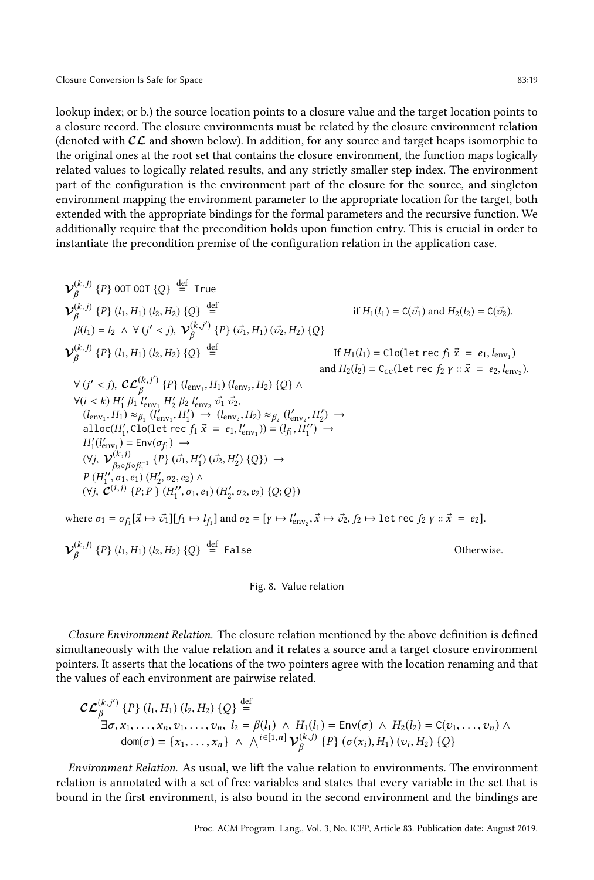lookup index; or b.) the source location points to a closure value and the target location points to a closure record. The closure environments must be related by the closure environment relation (denoted with $\mathcal{CL}$ and shown below). In addition, for any source and target heaps isomorphic to the original ones at the root set that contains the closure environment, the function maps logically related values to logically related results, and any strictly smaller step index. The environment part of the configuration is the environment part of the closure for the source, and singleton environment mapping the environment parameter to the appropriate location for the target, both extended with the appropriate bindings for the formal parameters and the recursive function. We additionally require that the precondition holds upon function entry. This is crucial in order to instantiate the precondition premise of the configuration relation in the application case.

$$\mathcal{V}_\beta^{(k,j)}\ \{P\}\ \texttt{OOT}\ \texttt{OOT}\ \{Q\} \stackrel{\text{def}}{=} \texttt{True}$$

$$\mathcal{V}_\beta^{(k,j)}\ \{P\}\ (l_1, H_1)\ (l_2, H_2)\ \{Q\} \stackrel{\text{def}}{=} \qquad \text{if } H_1(l_1) = \mathsf{C}(\vec{v}_1) \text{ and } H_2(l_2) = \mathsf{C}(\vec{v}_2).$$

$$\beta(l_1) = l_2\ \wedge\ \forall\ (j' < j),\ \mathcal{V}_\beta^{(k,j')}\ \{P\}\ (\vec{v}_1, H_1)\ (\vec{v}_2, H_2)\ \{Q\}$$

$$\mathcal{V}_\beta^{(k,j)}\ \{P\}\ (l_1, H_1)\ (l_2, H_2)\ \{Q\} \stackrel{\text{def}}{=} \qquad \text{If } H_1(l_1) = \texttt{Clo}(\texttt{let rec}\ f_1\ \vec{x}\ =\ e_1, l_{\text{env}_1}) \text{ and } H_2(l_2) = \mathsf{C}_{\text{CC}}(\texttt{let rec}\ f_2\ \gamma :: \vec{x}\ =\ e_2, l_{\text{env}_2}).$$

$$\begin{aligned}
&\forall\ (j' < j),\ \mathcal{CL}_\beta^{(k,j')}\ \{P\}\ (l_{\text{env}_1}, H_1)\ (l_{\text{env}_2}, H_2)\ \{Q\} \wedge \\
&\forall (i < k)\ H_1'\ \beta_1\ l'_{\text{env}_1}\ H_2'\ \beta_2\ l'_{\text{env}_2}\ \vec{v}_1\ \vec{v}_2, \\
&(l_{\text{env}_1}, H_1) \approx_{\beta_1} (l'_{\text{env}_1}, H_1') \rightarrow (l_{\text{env}_2}, H_2) \approx_{\beta_2} (l'_{\text{env}_2}, H_2') \rightarrow \\
&\texttt{alloc}(H_1', \texttt{Clo}(\texttt{let rec}\ f_1\ \vec{x}\ =\ e_1, l'_{\text{env}_1})) = (l_{f_1}, H_1'') \rightarrow \\
&H_1'(l'_{\text{env}_1}) = \mathsf{Env}(\sigma_{f_1}) \rightarrow \\
&(\forall j,\ \mathcal{V}_{\beta_2 \circ \beta \circ \beta_1^{-1}}^{(k,j)}\ \{P\}\ (\vec{v}_1, H_1')\ (\vec{v}_2, H_2')\ \{Q\}) \rightarrow \\
&P\ (H_1'', \sigma_1, e_1)\ (H_2', \sigma_2, e_2) \wedge \\
&(\forall j,\ \mathcal{C}^{(i,j)}\ \{P; P\}\ (H_1'', \sigma_1, e_1)\ (H_2', \sigma_2, e_2)\ \{Q; Q\})
\end{aligned}$$

where $\sigma_1 = \sigma_{f_1}[\vec{x} \mapsto \vec{v}_1][f_1 \mapsto l_{f_1}]$ and $\sigma_2 = [\gamma \mapsto l'_{\text{env}_2}, \vec{x} \mapsto \vec{v}_2, f_2 \mapsto \texttt{let rec}\ f_2\ \gamma :: \vec{x}\ =\ e_2]$.

$$\mathcal{V}_\beta^{(k,j)}\ \{P\}\ (l_1, H_1)\ (l_2, H_2)\ \{Q\} \stackrel{\text{def}}{=} \texttt{False} \qquad \text{Otherwise.}$$

Fig. 8. Value relation

*Closure Environment Relation.* The closure relation mentioned by the above definition is defined simultaneously with the value relation and it relates a source and a target closure environment pointers. It asserts that the locations of the two pointers agree with the location renaming and that the values of each environment are pairwise related.

$$\begin{aligned}
&\mathcal{CL}_\beta^{(k,j')}\ \{P\}\ (l_1, H_1)\ (l_2, H_2)\ \{Q\} \stackrel{\text{def}}{=} \\
&\quad \exists \sigma, x_1, \ldots, x_n, v_1, \ldots, v_n,\ l_2 = \beta(l_1)\ \wedge\ H_1(l_1) = \mathsf{Env}(\sigma)\ \wedge\ H_2(l_2) = \mathsf{C}(v_1, \ldots, v_n)\ \wedge \\
&\quad\quad \mathsf{dom}(\sigma) = \{x_1, \ldots, x_n\}\ \wedge\ \bigwedge^{i \in [1,n]} \mathcal{V}_\beta^{(k,j)}\ \{P\}\ (\sigma(x_i), H_1)\ (v_i, H_2)\ \{Q\}
\end{aligned}$$

*Environment Relation.* As usual, we lift the value relation to environments. The environment relation is annotated with a set of free variables and states that every variable in the set that is bound in the first environment, is also bound in the second environment and the bindings are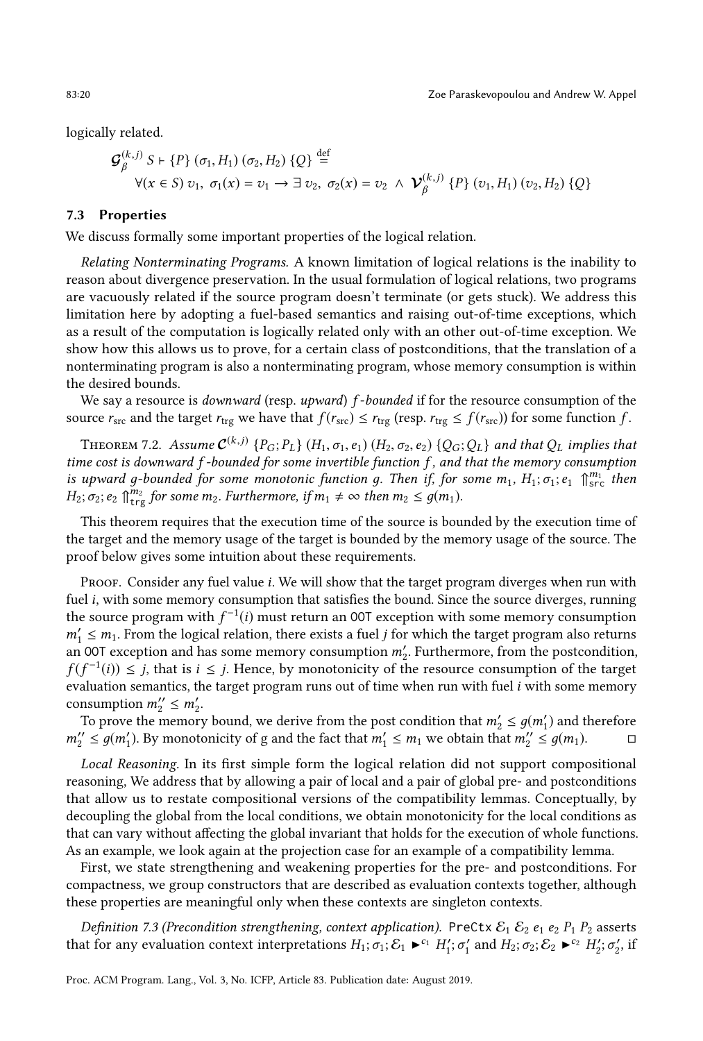logically related.

$$\mathcal{G}_{\beta}^{(k,j)}\ S \vdash \{P\}\ (\sigma_1, H_1)\ (\sigma_2, H_2)\ \{Q\} \stackrel{\text{def}}{=}$$
$$\forall (x \in S)\ v_1,\ \sigma_1(x) = v_1 \rightarrow \exists\ v_2,\ \sigma_2(x) = v_2\ \wedge\ \mathcal{V}_{\beta}^{(k,j)}\ \{P\}\ (v_1, H_1)\ (v_2, H_2)\ \{Q\}$$

### 7.3 Properties

We discuss formally some important properties of the logical relation.

*Relating Nonterminating Programs.* A known limitation of logical relations is the inability to reason about divergence preservation. In the usual formulation of logical relations, two programs are vacuously related if the source program doesn't terminate (or gets stuck). We address this limitation here by adopting a fuel-based semantics and raising out-of-time exceptions, which as a result of the computation is logically related only with an other out-of-time exception. We show how this allows us to prove, for a certain class of postconditions, that the translation of a nonterminating program is also a nonterminating program, whose memory consumption is within the desired bounds.

We say a resource is *downward* (resp. *upward*) *f-bounded* if for the resource consumption of the source $r_{\text{src}}$ and the target $r_{\text{trg}}$ we have that $f(r_{\text{src}}) \leq r_{\text{trg}}$ (resp. $r_{\text{trg}} \leq f(r_{\text{src}})$) for some function $f$.

Theorem 7.2. *Assume $\mathcal{C}^{(k,j)}\ \{P_G; P_L\}\ (H_1, \sigma_1, e_1)\ (H_2, \sigma_2, e_2)\ \{Q_G; Q_L\}$ and that $Q_L$ implies that time cost is downward $f$-bounded for some invertible function $f$, and that the memory consumption is upward $g$-bounded for some monotonic function $g$. Then if, for some $m_1$, $H_1; \sigma_1; e_1 \Uparrow^{m_1}_{\texttt{src}}$ then $H_2; \sigma_2; e_2 \Uparrow^{m_2}_{\texttt{trg}}$ for some $m_2$. Furthermore, if $m_1 \neq \infty$ then $m_2 \leq g(m_1)$.*

This theorem requires that the execution time of the source is bounded by the execution time of the target and the memory usage of the target is bounded by the memory usage of the source. The proof below gives some intuition about these requirements.

Proof. Consider any fuel value $i$. We will show that the target program diverges when run with fuel $i$, with some memory consumption that satisfies the bound. Since the source diverges, running the source program with $f^{-1}(i)$ must return an OOT exception with some memory consumption $m_1' \leq m_1$. From the logical relation, there exists a fuel $j$ for which the target program also returns an OOT exception and has some memory consumption $m_2'$. Furthermore, from the postcondition, $f(f^{-1}(i)) \leq j$, that is $i \leq j$. Hence, by monotonicity of the resource consumption of the target evaluation semantics, the target program runs out of time when run with fuel $i$ with some memory consumption $m_2'' \leq m_2'$.

To prove the memory bound, we derive from the post condition that $m_2' \leq g(m_1')$ and therefore $m_2'' \leq g(m_1')$. By monotonicity of g and the fact that $m_1' \leq m_1$ we obtain that $m_2'' \leq g(m_1)$. ◻

*Local Reasoning.* In its first simple form the logical relation did not support compositional reasoning, We address that by allowing a pair of local and a pair of global pre- and postconditions that allow us to restate compositional versions of the compatibility lemmas. Conceptually, by decoupling the global from the local conditions, we obtain monotonicity for the local conditions as that can vary without affecting the global invariant that holds for the execution of whole functions. As an example, we look again at the projection case for an example of a compatibility lemma.

First, we state strengthening and weakening properties for the pre- and postconditions. For compactness, we group constructors that are described as evaluation contexts together, although these properties are meaningful only when these contexts are singleton contexts.

*Definition 7.3 (Precondition strengthening, context application).* $\texttt{PreCtx}\ \mathcal{E}_1\ \mathcal{E}_2\ e_1\ e_2\ P_1\ P_2$ asserts that for any evaluation context interpretations $H_1; \sigma_1; \mathcal{E}_1 \blacktriangleright^{c_1} H_1'; \sigma_1'$ and $H_2; \sigma_2; \mathcal{E}_2 \blacktriangleright^{c_2} H_2'; \sigma_2'$, if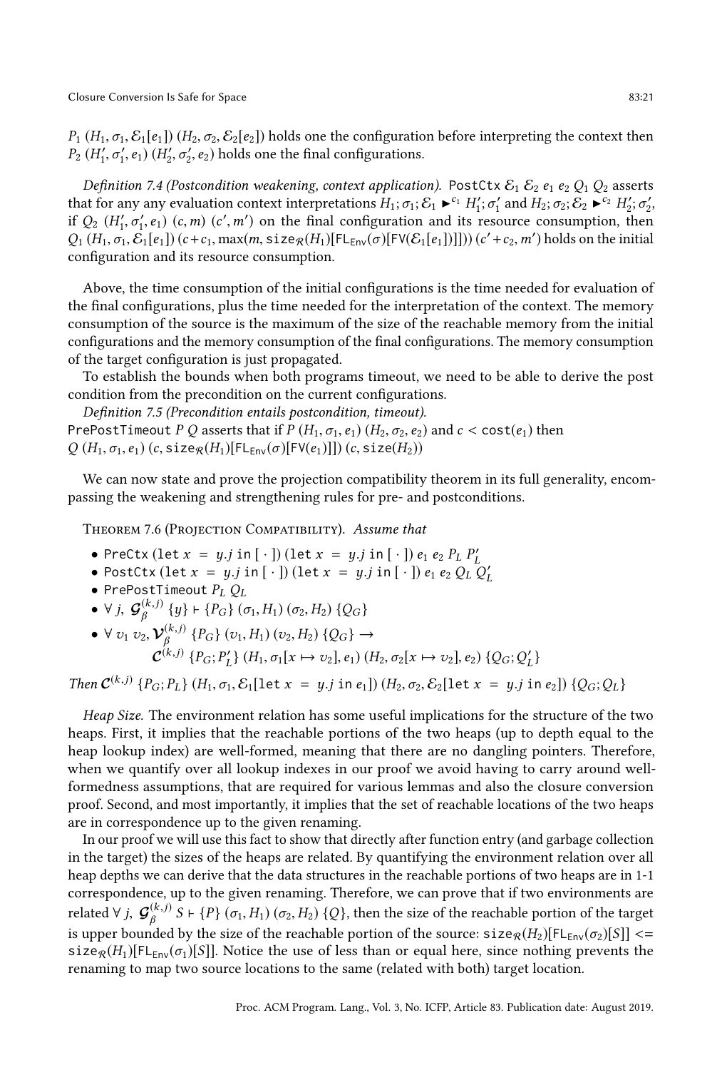$P_1\ (H_1, \sigma_1, \mathcal{E}_1[e_1])\ (H_2, \sigma_2, \mathcal{E}_2[e_2])$ holds one the configuration before interpreting the context then $P_2\ (H_1', \sigma_1', e_1)\ (H_2', \sigma_2', e_2)$ holds one the final configurations.

*Definition 7.4 (Postcondition weakening, context application).* $\texttt{PostCtx}\ \mathcal{E}_1\ \mathcal{E}_2\ e_1\ e_2\ Q_1\ Q_2$ asserts that for any any evaluation context interpretations $H_1; \sigma_1; \mathcal{E}_1 \blacktriangleright^{c_1} H_1'; \sigma_1'$ and $H_2; \sigma_2; \mathcal{E}_2 \blacktriangleright^{c_2} H_2'; \sigma_2'$, if $Q_2\ (H_1', \sigma_1', e_1)\ (c, m)\ (c', m')$ on the final configuration and its resource consumption, then $Q_1\ (H_1, \sigma_1, \mathcal{E}_1[e_1])\ (c + c_1, \max(m, \texttt{size}_{\mathcal{R}}(H_1)[\texttt{FL}_{\texttt{Env}}(\sigma)[\texttt{FV}(\mathcal{E}_1[e_1])]]))\ (c' + c_2, m')$ holds on the initial configuration and its resource consumption.

Above, the time consumption of the initial configurations is the time needed for evaluation of the final configurations, plus the time needed for the interpretation of the context. The memory consumption of the source is the maximum of the size of the reachable memory from the initial configurations and the memory consumption of the final configurations. The memory consumption of the target configuration is just propagated.

To establish the bounds when both programs timeout, we need to be able to derive the post condition from the precondition on the current configurations.

*Definition 7.5 (Precondition entails postcondition, timeout).*
$\texttt{PrePostTimeout}\ P\ Q$ asserts that if $P\ (H_1, \sigma_1, e_1)\ (H_2, \sigma_2, e_2)$ and $c < \texttt{cost}(e_1)$ then $Q\ (H_1, \sigma_1, e_1)\ (c, \texttt{size}_{\mathcal{R}}(H_1)[\texttt{FL}_{\texttt{Env}}(\sigma)[\texttt{FV}(e_1)]])\ (c, \texttt{size}(H_2))$

We can now state and prove the projection compatibility theorem in its full generality, encompassing the weakening and strengthening rules for pre- and postconditions.

Theorem 7.6 (Projection Compatibility). *Assume that*

- $\texttt{PreCtx}\ (\texttt{let}\ x\ =\ y.j\ \texttt{in}\ [\cdot\,])\ (\texttt{let}\ x\ =\ y.j\ \texttt{in}\ [\cdot\,])\ e_1\ e_2\ P_L\ P_L'$
- $\texttt{PostCtx}\ (\texttt{let}\ x\ =\ y.j\ \texttt{in}\ [\cdot\,])\ (\texttt{let}\ x\ =\ y.j\ \texttt{in}\ [\cdot\,])\ e_1\ e_2\ Q_L\ Q_L'$
- $\texttt{PrePostTimeout}\ P_L\ Q_L$
- $\forall\ j,\ \mathcal{G}_\beta^{(k,j)}\ \{y\} \vdash \{P_G\}\ (\sigma_1, H_1)\ (\sigma_2, H_2)\ \{Q_G\}$
- $\forall\ v_1\ v_2, \mathcal{V}_\beta^{(k,j)}\ \{P_G\}\ (v_1, H_1)\ (v_2, H_2)\ \{Q_G\} \rightarrow$
  $\mathcal{C}^{(k,j)}\ \{P_G; P_L'\}\ (H_1, \sigma_1[x \mapsto v_2], e_1)\ (H_2, \sigma_2[x \mapsto v_2], e_2)\ \{Q_G; Q_L'\}$

*Then* $\mathcal{C}^{(k,j)}\ \{P_G; P_L\}\ (H_1, \sigma_1, \mathcal{E}_1[\texttt{let}\ x\ =\ y.j\ \texttt{in}\ e_1])\ (H_2, \sigma_2, \mathcal{E}_2[\texttt{let}\ x\ =\ y.j\ \texttt{in}\ e_2])\ \{Q_G; Q_L\}$

*Heap Size.* The environment relation has some useful implications for the structure of the two heaps. First, it implies that the reachable portions of the two heaps (up to depth equal to the heap lookup index) are well-formed, meaning that there are no dangling pointers. Therefore, when we quantify over all lookup indexes in our proof we avoid having to carry around well-formedness assumptions, that are required for various lemmas and also the closure conversion proof. Second, and most importantly, it implies that the set of reachable locations of the two heaps are in correspondence up to the given renaming.

In our proof we will use this fact to show that directly after function entry (and garbage collection in the target) the sizes of the heaps are related. By quantifying the environment relation over all heap depths we can derive that the data structures in the reachable portions of two heaps are in 1-1 correspondence, up to the given renaming. Therefore, we can prove that if two environments are related $\forall\ j,\ \mathcal{G}_\beta^{(k,j)}\ S \vdash \{P\}\ (\sigma_1, H_1)\ (\sigma_2, H_2)\ \{Q\}$, then the size of the reachable portion of the target is upper bounded by the size of the reachable portion of the source: $\texttt{size}_{\mathcal{R}}(H_2)[\texttt{FL}_{\texttt{Env}}(\sigma_2)[S]] <= \texttt{size}_{\mathcal{R}}(H_1)[\texttt{FL}_{\texttt{Env}}(\sigma_1)[S]]$. Notice the use of less than or equal here, since nothing prevents the renaming to map two source locations to the same (related with both) target location.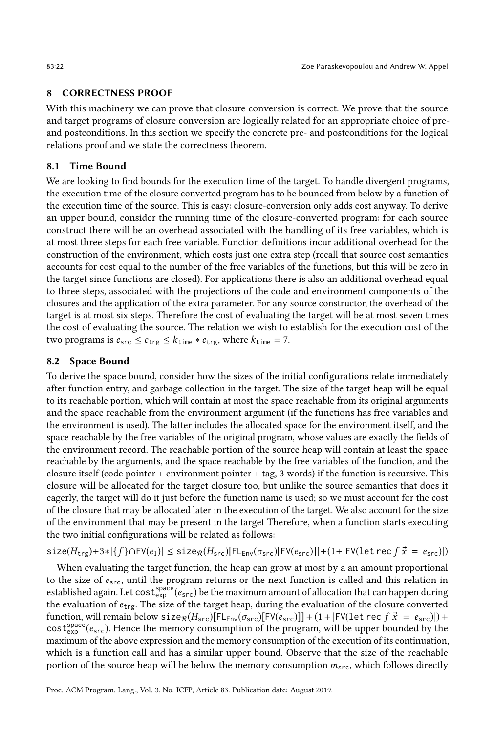## 8 CORRECTNESS PROOF

With this machinery we can prove that closure conversion is correct. We prove that the source and target programs of closure conversion are logically related for an appropriate choice of pre- and postconditions. In this section we specify the concrete pre- and postconditions for the logical relations proof and we state the correctness theorem.

### 8.1 Time Bound

We are looking to find bounds for the execution time of the target. To handle divergent programs, the execution time of the closure converted program has to be bounded from below by a function of the execution time of the source. This is easy: closure-conversion only adds cost anyway. To derive an upper bound, consider the running time of the closure-converted program: for each source construct there will be an overhead associated with the handling of its free variables, which is at most three steps for each free variable. Function definitions incur additional overhead for the construction of the environment, which costs just one extra step (recall that source cost semantics accounts for cost equal to the number of the free variables of the functions, but this will be zero in the target since functions are closed). For applications there is also an additional overhead equal to three steps, associated with the projections of the code and environment components of the closures and the application of the extra parameter. For any source constructor, the overhead of the target is at most six steps. Therefore the cost of evaluating the target will be at most seven times the cost of evaluating the source. The relation we wish to establish for the execution cost of the two programs is $c_{\mathsf{src}} \leq c_{\mathsf{trg}} \leq k_{\mathtt{time}} * c_{\mathsf{trg}}$, where $k_{\mathtt{time}} = 7$.

### 8.2 Space Bound

To derive the space bound, consider how the sizes of the initial configurations relate immediately after function entry, and garbage collection in the target. The size of the target heap will be equal to its reachable portion, which will contain at most the space reachable from its original arguments and the space reachable from the environment argument (if the functions has free variables and the environment is used). The latter includes the allocated space for the environment itself, and the space reachable by the free variables of the original program, whose values are exactly the fields of the environment record. The reachable portion of the source heap will contain at least the space reachable by the arguments, and the space reachable by the free variables of the function, and the closure itself (code pointer + environment pointer + tag, 3 words) if the function is recursive. This closure will be allocated for the target closure too, but unlike the source semantics that does it eagerly, the target will do it just before the function name is used; so we must account for the cost of the closure that may be allocated later in the execution of the target. We also account for the size of the environment that may be present in the target Therefore, when a function starts executing the two initial configurations will be related as follows:

$$\mathtt{size}(H_{\mathsf{trg}}) + 3 * |\{f\} \cap \mathsf{FV}(e_1)| \leq \mathtt{size}_{\mathcal{R}}(H_{\mathsf{src}})[\mathsf{FL}_{\mathsf{Env}}(\sigma_{\mathsf{src}})[\mathsf{FV}(e_{\mathsf{src}})]] + (1 + |\mathsf{FV}(\mathtt{let\,rec}\ f\ \vec{x}\ =\ e_{\mathsf{src}})|)$$

When evaluating the target function, the heap can grow at most by a an amount proportional to the size of $e_{\mathsf{src}}$, until the program returns or the next function is called and this relation in established again. Let $\mathtt{cost}^{\mathsf{space}}_{\mathsf{exp}}(e_{\mathsf{src}})$ be the maximum amount of allocation that can happen during the evaluation of $e_{\mathsf{trg}}$. The size of the target heap, during the evaluation of the closure converted function, will remain below $\mathtt{size}_{\mathcal{R}}(H_{\mathsf{src}})[\mathsf{FL}_{\mathsf{Env}}(\sigma_{\mathsf{src}})[\mathsf{FV}(e_{\mathsf{src}})]] + (1 + |\mathsf{FV}(\mathtt{let\,rec}\ f\ \vec{x}\ =\ e_{\mathsf{src}})|) + \mathtt{cost}^{\mathsf{space}}_{\mathsf{exp}}(e_{\mathsf{src}})$. Hence the memory consumption of the program, will be upper bounded by the maximum of the above expression and the memory consumption of the execution of its continuation, which is a function call and has a similar upper bound. Observe that the size of the reachable portion of the source heap will be below the memory consumption $m_{\mathsf{src}}$, which follows directly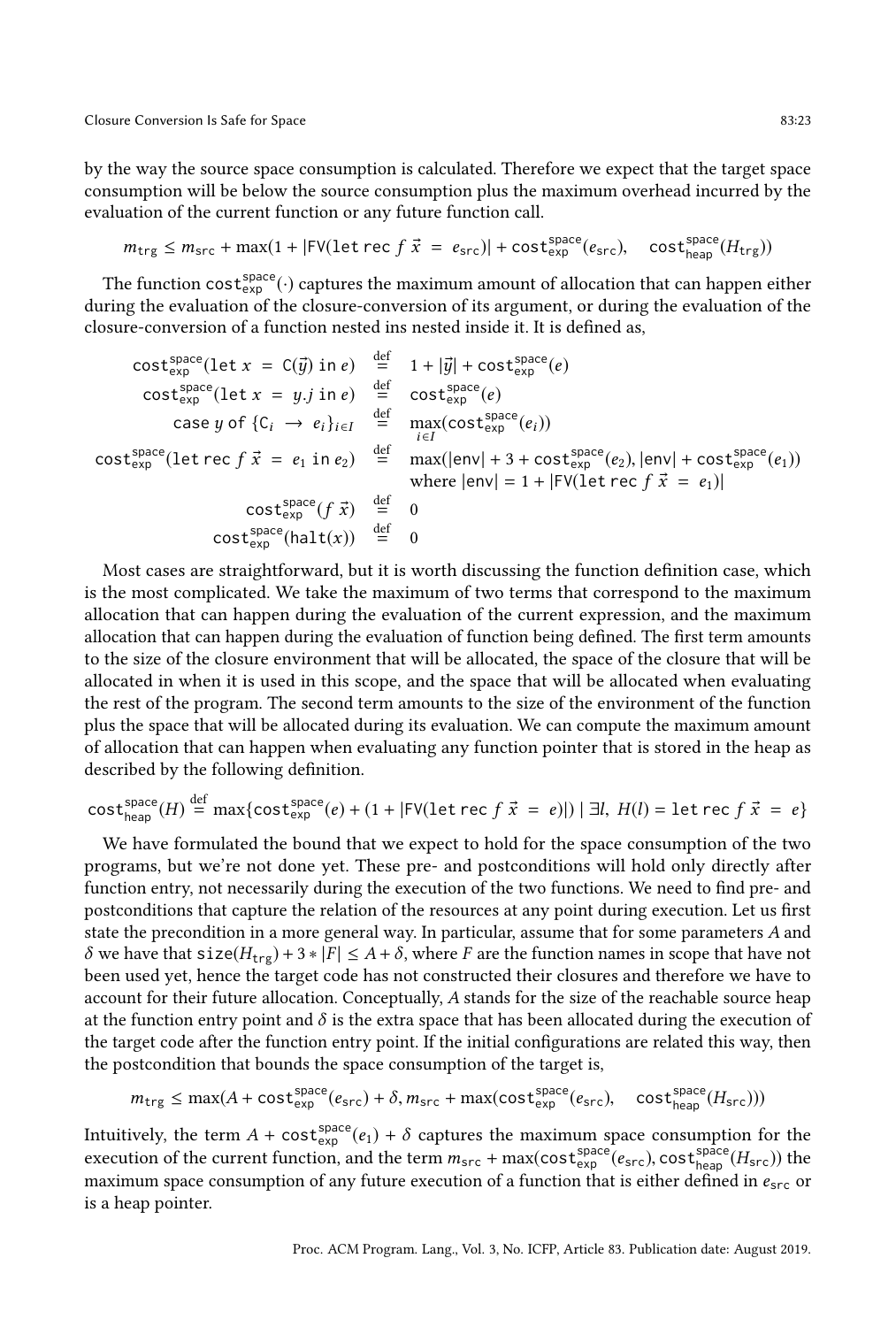by the way the source space consumption is calculated. Therefore we expect that the target space consumption will be below the source consumption plus the maximum overhead incurred by the evaluation of the current function or any future function call.

$$m_{\mathsf{trg}} \le m_{\mathsf{src}} + \max(1 + |\mathsf{FV}(\mathtt{let\,rec}\ f\ \vec{x}\ =\ e_{\mathsf{src}})| + \mathtt{cost}^{\mathsf{space}}_{\mathsf{exp}}(e_{\mathsf{src}}),\quad \mathtt{cost}^{\mathsf{space}}_{\mathsf{heap}}(H_{\mathsf{trg}}))$$

The function $\mathtt{cost}^{\mathsf{space}}_{\mathsf{exp}}(\cdot)$ captures the maximum amount of allocation that can happen either during the evaluation of the closure-conversion of its argument, or during the evaluation of the closure-conversion of a function nested ins nested inside it. It is defined as,

$$
\begin{aligned}
\mathtt{cost}^{\mathsf{space}}_{\mathsf{exp}}(\mathtt{let}\ x\ =\ \mathtt{C}(\vec{y})\ \mathtt{in}\ e) &\stackrel{\text{def}}{=} 1 + |\vec{y}| + \mathtt{cost}^{\mathsf{space}}_{\mathsf{exp}}(e)\\
\mathtt{cost}^{\mathsf{space}}_{\mathsf{exp}}(\mathtt{let}\ x\ =\ y.j\ \mathtt{in}\ e) &\stackrel{\text{def}}{=} \mathtt{cost}^{\mathsf{space}}_{\mathsf{exp}}(e)\\
\mathtt{case}\ y\ \mathtt{of}\ \{\mathtt{C}_i\ \rightarrow\ e_i\}_{i\in I} &\stackrel{\text{def}}{=} \max_{i\in I}(\mathtt{cost}^{\mathsf{space}}_{\mathsf{exp}}(e_i))\\
\mathtt{cost}^{\mathsf{space}}_{\mathsf{exp}}(\mathtt{let\,rec}\ f\ \vec{x}\ =\ e_1\ \mathtt{in}\ e_2) &\stackrel{\text{def}}{=} \max(|\mathsf{env}| + 3 + \mathtt{cost}^{\mathsf{space}}_{\mathsf{exp}}(e_2), |\mathsf{env}| + \mathtt{cost}^{\mathsf{space}}_{\mathsf{exp}}(e_1))\\
&\quad\ \text{where } |\mathsf{env}| = 1 + |\mathsf{FV}(\mathtt{let\,rec}\ f\ \vec{x}\ =\ e_1)|\\
\mathtt{cost}^{\mathsf{space}}_{\mathsf{exp}}(f\ \vec{x}) &\stackrel{\text{def}}{=} 0\\
\mathtt{cost}^{\mathsf{space}}_{\mathsf{exp}}(\mathtt{halt}(x)) &\stackrel{\text{def}}{=} 0
\end{aligned}
$$

Most cases are straightforward, but it is worth discussing the function definition case, which is the most complicated. We take the maximum of two terms that correspond to the maximum allocation that can happen during the evaluation of the current expression, and the maximum allocation that can happen during the evaluation of function being defined. The first term amounts to the size of the closure environment that will be allocated, the space of the closure that will be allocated in when it is used in this scope, and the space that will be allocated when evaluating the rest of the program. The second term amounts to the size of the environment of the function plus the space that will be allocated during its evaluation. We can compute the maximum amount of allocation that can happen when evaluating any function pointer that is stored in the heap as described by the following definition.

$$\mathtt{cost}^{\mathsf{space}}_{\mathsf{heap}}(H) \stackrel{\text{def}}{=} \max\{\mathtt{cost}^{\mathsf{space}}_{\mathsf{exp}}(e) + (1 + |\mathsf{FV}(\mathtt{let\,rec}\ f\ \vec{x}\ =\ e)|) \mid \exists l,\ H(l) = \mathtt{let\,rec}\ f\ \vec{x}\ =\ e\}$$

We have formulated the bound that we expect to hold for the space consumption of the two programs, but we're not done yet. These pre- and postconditions will hold only directly after function entry, not necessarily during the execution of the two functions. We need to find pre- and postconditions that capture the relation of the resources at any point during execution. Let us first state the precondition in a more general way. In particular, assume that for some parameters $A$ and $\delta$ we have that $\mathtt{size}(H_{\mathsf{trg}}) + 3 * |F| \le A + \delta$, where $F$ are the function names in scope that have not been used yet, hence the target code has not constructed their closures and therefore we have to account for their future allocation. Conceptually, $A$ stands for the size of the reachable source heap at the function entry point and $\delta$ is the extra space that has been allocated during the execution of the target code after the function entry point. If the initial configurations are related this way, then the postcondition that bounds the space consumption of the target is,

$$m_{\mathsf{trg}} \le \max(A + \mathtt{cost}^{\mathsf{space}}_{\mathsf{exp}}(e_{\mathsf{src}}) + \delta, m_{\mathsf{src}} + \max(\mathtt{cost}^{\mathsf{space}}_{\mathsf{exp}}(e_{\mathsf{src}}),\quad \mathtt{cost}^{\mathsf{space}}_{\mathsf{heap}}(H_{\mathsf{src}})))$$

Intuitively, the term $A + \mathtt{cost}^{\mathsf{space}}_{\mathsf{exp}}(e_1) + \delta$ captures the maximum space consumption for the execution of the current function, and the term $m_{\mathsf{src}} + \max(\mathtt{cost}^{\mathsf{space}}_{\mathsf{exp}}(e_{\mathsf{src}}), \mathtt{cost}^{\mathsf{space}}_{\mathsf{heap}}(H_{\mathsf{src}}))$ the maximum space consumption of any future execution of a function that is either defined in $e_{\mathsf{src}}$ or is a heap pointer.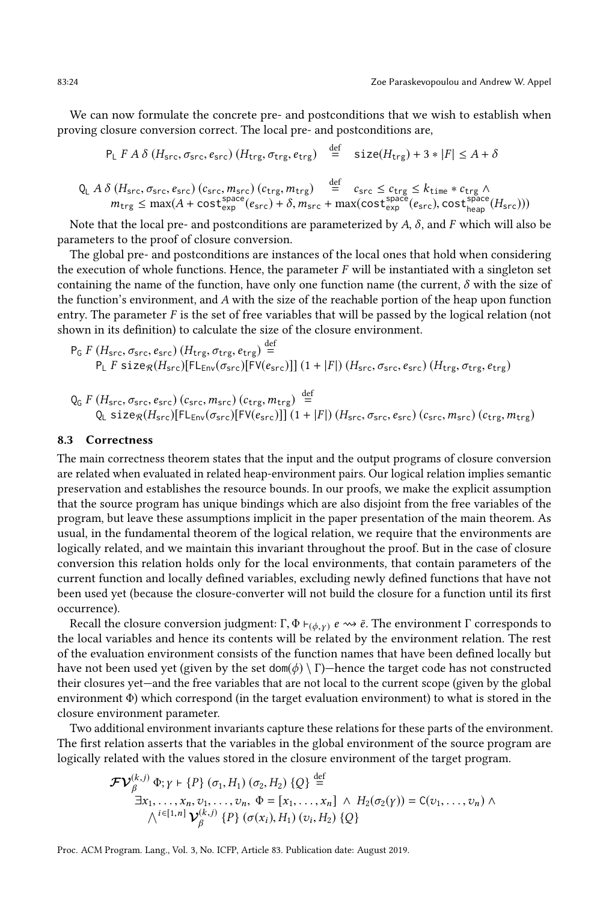We can now formulate the concrete pre- and postconditions that we wish to establish when proving closure conversion correct. The local pre- and postconditions are,

$$\mathsf{P_L}\ F\ A\ \delta\ (H_{\mathsf{src}}, \sigma_{\mathsf{src}}, e_{\mathsf{src}})\ (H_{\mathsf{trg}}, \sigma_{\mathsf{trg}}, e_{\mathsf{trg}}) \stackrel{\text{def}}{=} \mathtt{size}(H_{\mathsf{trg}}) + 3 * |F| \leq A + \delta$$

$$\begin{aligned}\mathsf{Q_L}\ A\ \delta\ (H_{\mathsf{src}}, \sigma_{\mathsf{src}}, e_{\mathsf{src}})\ (c_{\mathsf{src}}, m_{\mathsf{src}})\ (c_{\mathsf{trg}}, m_{\mathsf{trg}}) &\stackrel{\text{def}}{=} c_{\mathsf{src}} \leq c_{\mathsf{trg}} \leq k_{\mathtt{time}} * c_{\mathsf{trg}} \wedge \\ m_{\mathsf{trg}} \leq \max(A + \mathtt{cost}^{\mathsf{space}}_{\mathsf{exp}}(e_{\mathsf{src}}) + \delta, m_{\mathsf{src}} &+ \max(\mathtt{cost}^{\mathsf{space}}_{\mathsf{exp}}(e_{\mathsf{src}}), \mathtt{cost}^{\mathsf{space}}_{\mathsf{heap}}(H_{\mathsf{src}})))\end{aligned}$$

Note that the local pre- and postconditions are parameterized by $A$, $\delta$, and $F$ which will also be parameters to the proof of closure conversion.

The global pre- and postconditions are instances of the local ones that hold when considering the execution of whole functions. Hence, the parameter $F$ will be instantiated with a singleton set containing the name of the function, have only one function name (the current, $\delta$ with the size of the function's environment, and $A$ with the size of the reachable portion of the heap upon function entry. The parameter $F$ is the set of free variables that will be passed by the logical relation (not shown in its definition) to calculate the size of the closure environment.

$$\begin{aligned}&\mathsf{P_G}\ F\ (H_{\mathsf{src}}, \sigma_{\mathsf{src}}, e_{\mathsf{src}})\ (H_{\mathsf{trg}}, \sigma_{\mathsf{trg}}, e_{\mathsf{trg}}) \stackrel{\text{def}}{=} \\ &\quad \mathsf{P_L}\ F\ \mathtt{size}_{\mathcal{R}}(H_{\mathsf{src}})[\mathsf{FL_{Env}}(\sigma_{\mathsf{src}})[\mathsf{FV}(e_{\mathsf{src}})]]\ (1 + |F|)\ (H_{\mathsf{src}}, \sigma_{\mathsf{src}}, e_{\mathsf{src}})\ (H_{\mathsf{trg}}, \sigma_{\mathsf{trg}}, e_{\mathsf{trg}})\end{aligned}$$

$$\begin{aligned}&\mathsf{Q_G}\ F\ (H_{\mathsf{src}}, \sigma_{\mathsf{src}}, e_{\mathsf{src}})\ (c_{\mathsf{src}}, m_{\mathsf{src}})\ (c_{\mathsf{trg}}, m_{\mathsf{trg}}) \stackrel{\text{def}}{=} \\ &\quad \mathsf{Q_L}\ \mathtt{size}_{\mathcal{R}}(H_{\mathsf{src}})[\mathsf{FL_{Env}}(\sigma_{\mathsf{src}})[\mathsf{FV}(e_{\mathsf{src}})]]\ (1 + |F|)\ (H_{\mathsf{src}}, \sigma_{\mathsf{src}}, e_{\mathsf{src}})\ (c_{\mathsf{src}}, m_{\mathsf{src}})\ (c_{\mathsf{trg}}, m_{\mathsf{trg}})\end{aligned}$$

### 8.3 Correctness

The main correctness theorem states that the input and the output programs of closure conversion are related when evaluated in related heap-environment pairs. Our logical relation implies semantic preservation and establishes the resource bounds. In our proofs, we make the explicit assumption that the source program has unique bindings which are also disjoint from the free variables of the program, but leave these assumptions implicit in the paper presentation of the main theorem. As usual, in the fundamental theorem of the logical relation, we require that the environments are logically related, and we maintain this invariant throughout the proof. But in the case of closure conversion this relation holds only for the local environments, that contain parameters of the current function and locally defined variables, excluding newly defined functions that have not been used yet (because the closure-converter will not build the closure for a function until its first occurrence).

Recall the closure conversion judgment: $\Gamma, \Phi \vdash_{(\phi,\gamma)} e \rightsquigarrow \bar{e}$. The environment $\Gamma$ corresponds to the local variables and hence its contents will be related by the environment relation. The rest of the evaluation environment consists of the function names that have been defined locally but have not been used yet (given by the set $\mathsf{dom}(\phi) \setminus \Gamma$)—hence the target code has not constructed their closures yet—and the free variables that are not local to the current scope (given by the global environment $\Phi$) which correspond (in the target evaluation environment) to what is stored in the closure environment parameter.

Two additional environment invariants capture these relations for these parts of the environment. The first relation asserts that the variables in the global environment of the source program are logically related with the values stored in the closure environment of the target program.

$$\begin{aligned}&\mathcal{FV}^{(k,j)}_{\beta}\ \Phi; \gamma \vdash \{P\}\ (\sigma_1, H_1)\ (\sigma_2, H_2)\ \{Q\} \stackrel{\text{def}}{=} \\ &\quad \exists x_1, \ldots, x_n, v_1, \ldots, v_n,\ \Phi = [x_1, \ldots, x_n]\ \wedge\ H_2(\sigma_2(\gamma)) = \mathsf{C}(v_1, \ldots, v_n)\ \wedge \\ &\quad\quad \bigwedge^{i \in [1,n]} \mathcal{V}^{(k,j)}_{\beta}\ \{P\}\ (\sigma(x_i), H_1)\ (v_i, H_2)\ \{Q\}\end{aligned}$$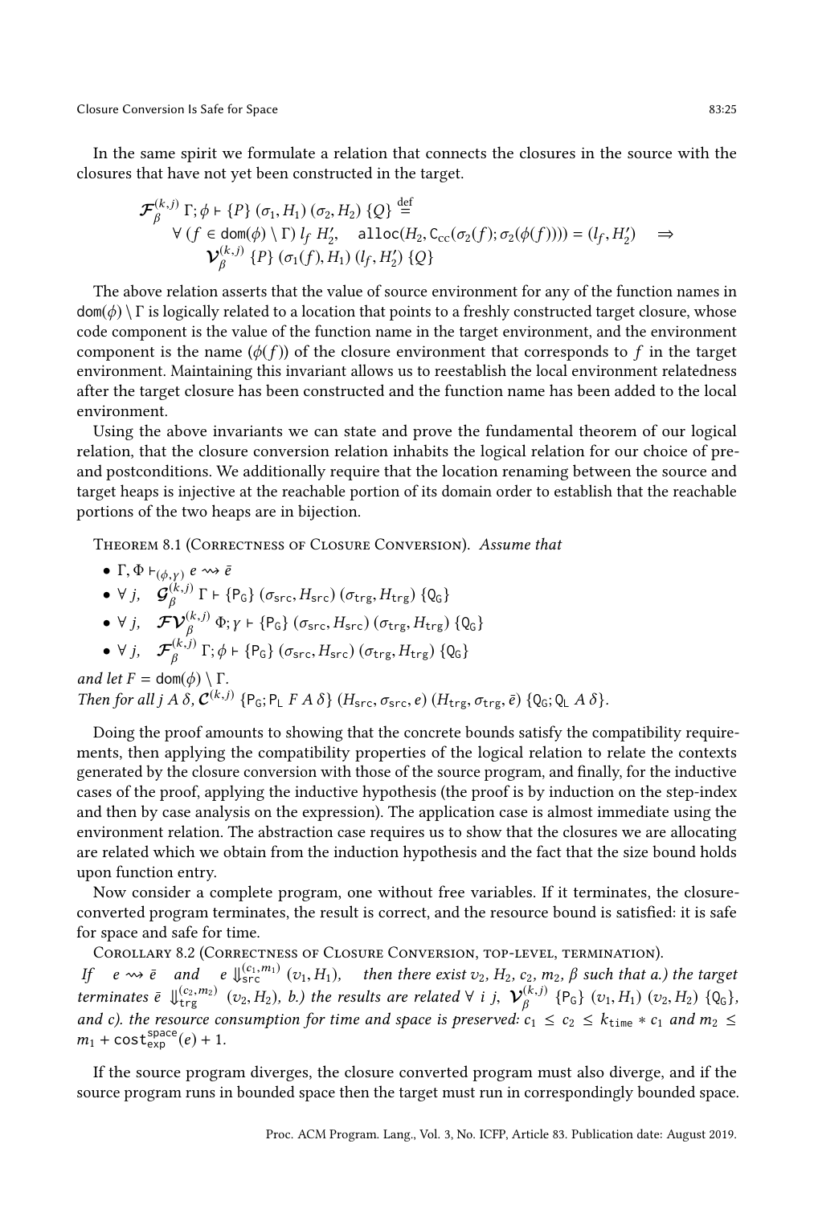In the same spirit we formulate a relation that connects the closures in the source with the closures that have not yet been constructed in the target.

$$
\begin{aligned}
&\mathcal{F}_\beta^{(k,j)}\ \Gamma; \phi \vdash \{P\}\ (\sigma_1, H_1)\ (\sigma_2, H_2)\ \{Q\} \stackrel{\text{def}}{=} \\
&\quad \forall\ (f \in \mathsf{dom}(\phi) \setminus \Gamma)\ l_f\ H_2', \quad \mathtt{alloc}(H_2, \mathsf{C}_{\mathsf{cc}}(\sigma_2(f); \sigma_2(\phi(f)))) = (l_f, H_2') \quad \Rightarrow \\
&\quad\quad \mathcal{V}_\beta^{(k,j)}\ \{P\}\ (\sigma_1(f), H_1)\ (l_f, H_2')\ \{Q\}
\end{aligned}
$$

The above relation asserts that the value of source environment for any of the function names in $\mathsf{dom}(\phi) \setminus \Gamma$ is logically related to a location that points to a freshly constructed target closure, whose code component is the value of the function name in the target environment, and the environment component is the name ($\phi(f)$) of the closure environment that corresponds to $f$ in the target environment. Maintaining this invariant allows us to reestablish the local environment relatedness after the target closure has been constructed and the function name has been added to the local environment.

Using the above invariants we can state and prove the fundamental theorem of our logical relation, that the closure conversion relation inhabits the logical relation for our choice of pre- and postconditions. We additionally require that the location renaming between the source and target heaps is injective at the reachable portion of its domain order to establish that the reachable portions of the two heaps are in bijection.

Theorem 8.1 (Correctness of Closure Conversion). *Assume that*

- $\Gamma, \Phi \vdash_{(\phi,\gamma)} e \rightsquigarrow \bar{e}$
- $\forall\ j, \quad \mathcal{G}_\beta^{(k,j)}\ \Gamma \vdash \{\mathsf{P_G}\}\ (\sigma_{\mathtt{src}}, H_{\mathtt{src}})\ (\sigma_{\mathtt{trg}}, H_{\mathtt{trg}})\ \{\mathsf{Q_G}\}$
- $\forall\ j, \quad \mathcal{FV}_\beta^{(k,j)}\ \Phi; \gamma \vdash \{\mathsf{P_G}\}\ (\sigma_{\mathtt{src}}, H_{\mathtt{src}})\ (\sigma_{\mathtt{trg}}, H_{\mathtt{trg}})\ \{\mathsf{Q_G}\}$
- $\forall\ j, \quad \mathcal{F}_\beta^{(k,j)}\ \Gamma; \phi \vdash \{\mathsf{P_G}\}\ (\sigma_{\mathtt{src}}, H_{\mathtt{src}})\ (\sigma_{\mathtt{trg}}, H_{\mathtt{trg}})\ \{\mathsf{Q_G}\}$

*and let* $F = \mathsf{dom}(\phi) \setminus \Gamma$.
*Then for all* $j\ A\ \delta$, $\mathcal{C}^{(k,j)}\ \{\mathsf{P_G}; \mathsf{P_L}\ F\ A\ \delta\}\ (H_{\mathtt{src}}, \sigma_{\mathtt{src}}, e)\ (H_{\mathtt{trg}}, \sigma_{\mathtt{trg}}, \bar{e})\ \{\mathsf{Q_G}; \mathsf{Q_L}\ A\ \delta\}$.

Doing the proof amounts to showing that the concrete bounds satisfy the compatibility requirements, then applying the compatibility properties of the logical relation to relate the contexts generated by the closure conversion with those of the source program, and finally, for the inductive cases of the proof, applying the inductive hypothesis (the proof is by induction on the step-index and then by case analysis on the expression). The application case is almost immediate using the environment relation. The abstraction case requires us to show that the closures we are allocating are related which we obtain from the induction hypothesis and the fact that the size bound holds upon function entry.

Now consider a complete program, one without free variables. If it terminates, the closure-converted program terminates, the result is correct, and the resource bound is satisfied: it is safe for space and safe for time.

Corollary 8.2 (Correctness of Closure Conversion, top-level, termination).
*If* $\quad e \rightsquigarrow \bar{e} \quad$ *and* $\quad e \Downarrow_{\mathtt{src}}^{(c_1,m_1)} (v_1, H_1)$, *then there exist* $v_2$, $H_2$, $c_2$, $m_2$, $\beta$ *such that a.) the target terminates* $\bar{e} \Downarrow_{\mathtt{trg}}^{(c_2,m_2)} (v_2, H_2)$, *b.) the results are related* $\forall\ i\ j$, $\mathcal{V}_\beta^{(k,j)}\ \{\mathsf{P_G}\}\ (v_1, H_1)\ (v_2, H_2)\ \{\mathsf{Q_G}\}$, *and c). the resource consumption for time and space is preserved:* $c_1 \le c_2 \le k_{\mathtt{time}} * c_1$ *and* $m_2 \le m_1 + \mathtt{cost}_{\mathtt{exp}}^{\mathtt{space}}(e) + 1$.

If the source program diverges, the closure converted program must also diverge, and if the source program runs in bounded space then the target must run in correspondingly bounded space.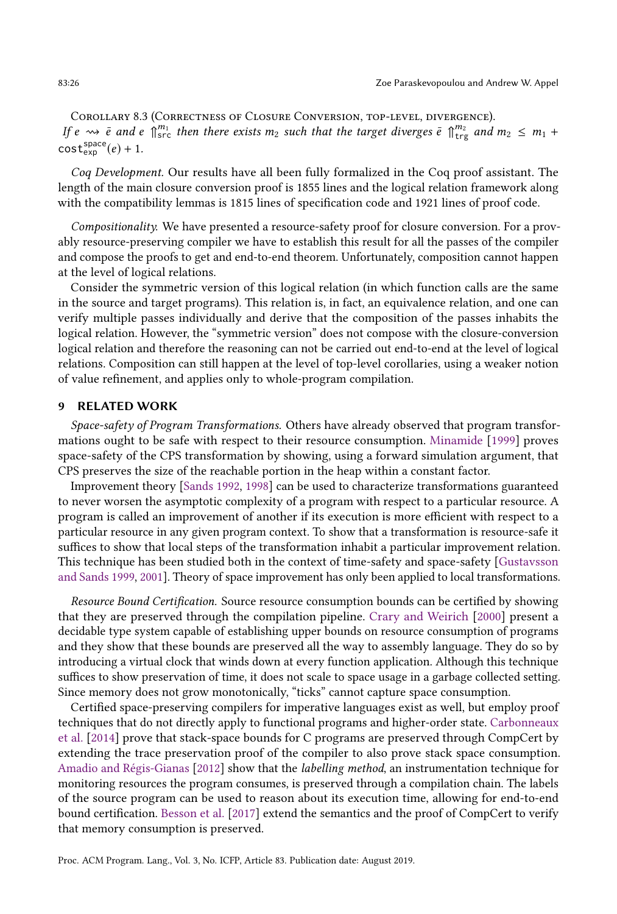Corollary 8.3 (Correctness of Closure Conversion, top-level, divergence). *If $e \rightsquigarrow \bar{e}$ and $e \Uparrow^{m_1}_{\mathsf{src}}$ then there exists $m_2$ such that the target diverges $\bar{e} \Uparrow^{m_2}_{\mathsf{trg}}$ and $m_2 \leq m_1 + \mathsf{cost}^{\mathsf{space}}_{\mathsf{exp}}(e) + 1$.*

*Coq Development.* Our results have all been fully formalized in the Coq proof assistant. The length of the main closure conversion proof is 1855 lines and the logical relation framework along with the compatibility lemmas is 1815 lines of specification code and 1921 lines of proof code.

*Compositionality.* We have presented a resource-safety proof for closure conversion. For a provably resource-preserving compiler we have to establish this result for all the passes of the compiler and compose the proofs to get and end-to-end theorem. Unfortunately, composition cannot happen at the level of logical relations.

Consider the symmetric version of this logical relation (in which function calls are the same in the source and target programs). This relation is, in fact, an equivalence relation, and one can verify multiple passes individually and derive that the composition of the passes inhabits the logical relation. However, the "symmetric version" does not compose with the closure-conversion logical relation and therefore the reasoning can not be carried out end-to-end at the level of logical relations. Composition can still happen at the level of top-level corollaries, using a weaker notion of value refinement, and applies only to whole-program compilation.

## 9 RELATED WORK

*Space-safety of Program Transformations.* Others have already observed that program transformations ought to be safe with respect to their resource consumption. Minamide [1999] proves space-safety of the CPS transformation by showing, using a forward simulation argument, that CPS preserves the size of the reachable portion in the heap within a constant factor.

Improvement theory [Sands 1992, 1998] can be used to characterize transformations guaranteed to never worsen the asymptotic complexity of a program with respect to a particular resource. A program is called an improvement of another if its execution is more efficient with respect to a particular resource in any given program context. To show that a transformation is resource-safe it suffices to show that local steps of the transformation inhabit a particular improvement relation. This technique has been studied both in the context of time-safety and space-safety [Gustavsson and Sands 1999, 2001]. Theory of space improvement has only been applied to local transformations.

*Resource Bound Certification.* Source resource consumption bounds can be certified by showing that they are preserved through the compilation pipeline. Crary and Weirich [2000] present a decidable type system capable of establishing upper bounds on resource consumption of programs and they show that these bounds are preserved all the way to assembly language. They do so by introducing a virtual clock that winds down at every function application. Although this technique suffices to show preservation of time, it does not scale to space usage in a garbage collected setting. Since memory does not grow monotonically, "ticks" cannot capture space consumption.

Certified space-preserving compilers for imperative languages exist as well, but employ proof techniques that do not directly apply to functional programs and higher-order state. Carbonneaux et al. [2014] prove that stack-space bounds for C programs are preserved through CompCert by extending the trace preservation proof of the compiler to also prove stack space consumption. Amadio and Régis-Gianas [2012] show that the *labelling method*, an instrumentation technique for monitoring resources the program consumes, is preserved through a compilation chain. The labels of the source program can be used to reason about its execution time, allowing for end-to-end bound certification. Besson et al. [2017] extend the semantics and the proof of CompCert to verify that memory consumption is preserved.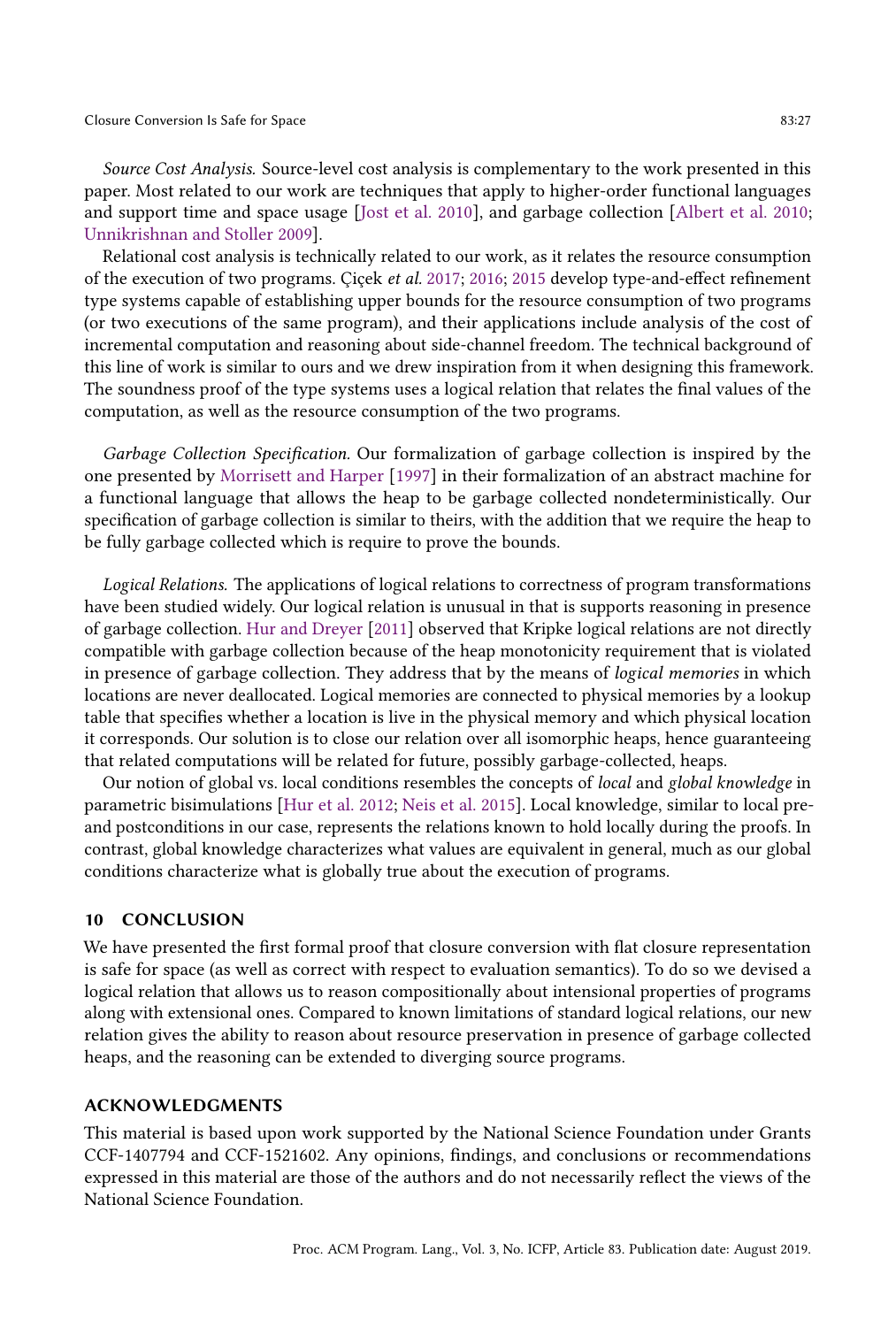*Source Cost Analysis.* Source-level cost analysis is complementary to the work presented in this paper. Most related to our work are techniques that apply to higher-order functional languages and support time and space usage [Jost et al. 2010], and garbage collection [Albert et al. 2010; Unnikrishnan and Stoller 2009].

Relational cost analysis is technically related to our work, as it relates the resource consumption of the execution of two programs. Çiçek *et al.* 2017; 2016; 2015 develop type-and-effect refinement type systems capable of establishing upper bounds for the resource consumption of two programs (or two executions of the same program), and their applications include analysis of the cost of incremental computation and reasoning about side-channel freedom. The technical background of this line of work is similar to ours and we drew inspiration from it when designing this framework. The soundness proof of the type systems uses a logical relation that relates the final values of the computation, as well as the resource consumption of the two programs.

*Garbage Collection Specification.* Our formalization of garbage collection is inspired by the one presented by Morrisett and Harper [1997] in their formalization of an abstract machine for a functional language that allows the heap to be garbage collected nondeterministically. Our specification of garbage collection is similar to theirs, with the addition that we require the heap to be fully garbage collected which is require to prove the bounds.

*Logical Relations.* The applications of logical relations to correctness of program transformations have been studied widely. Our logical relation is unusual in that is supports reasoning in presence of garbage collection. Hur and Dreyer [2011] observed that Kripke logical relations are not directly compatible with garbage collection because of the heap monotonicity requirement that is violated in presence of garbage collection. They address that by the means of *logical memories* in which locations are never deallocated. Logical memories are connected to physical memories by a lookup table that specifies whether a location is live in the physical memory and which physical location it corresponds. Our solution is to close our relation over all isomorphic heaps, hence guaranteeing that related computations will be related for future, possibly garbage-collected, heaps.

Our notion of global vs. local conditions resembles the concepts of *local* and *global knowledge* in parametric bisimulations [Hur et al. 2012; Neis et al. 2015]. Local knowledge, similar to local pre- and postconditions in our case, represents the relations known to hold locally during the proofs. In contrast, global knowledge characterizes what values are equivalent in general, much as our global conditions characterize what is globally true about the execution of programs.

## 10 CONCLUSION

We have presented the first formal proof that closure conversion with flat closure representation is safe for space (as well as correct with respect to evaluation semantics). To do so we devised a logical relation that allows us to reason compositionally about intensional properties of programs along with extensional ones. Compared to known limitations of standard logical relations, our new relation gives the ability to reason about resource preservation in presence of garbage collected heaps, and the reasoning can be extended to diverging source programs.

## ACKNOWLEDGMENTS

This material is based upon work supported by the National Science Foundation under Grants CCF-1407794 and CCF-1521602. Any opinions, findings, and conclusions or recommendations expressed in this material are those of the authors and do not necessarily reflect the views of the National Science Foundation.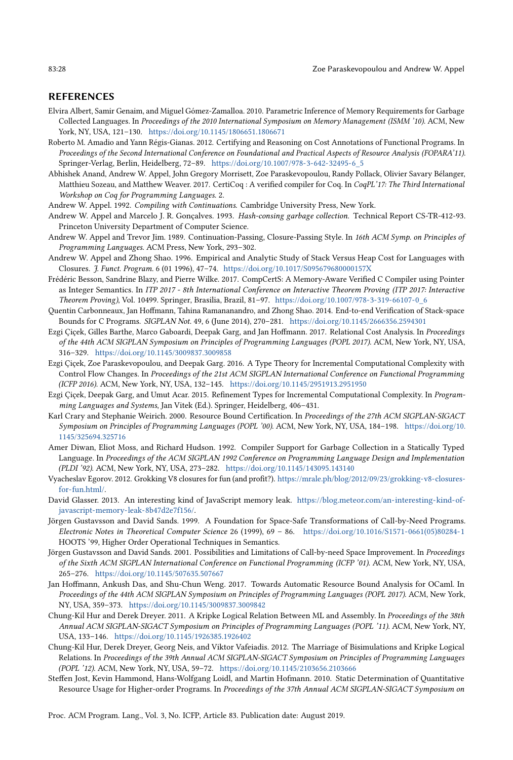## REFERENCES

Elvira Albert, Samir Genaim, and Miguel Gómez-Zamalloa. 2010. Parametric Inference of Memory Requirements for Garbage Collected Languages. In *Proceedings of the 2010 International Symposium on Memory Management (ISMM '10)*. ACM, New York, NY, USA, 121–130. https://doi.org/10.1145/1806651.1806671

Roberto M. Amadio and Yann Régis-Gianas. 2012. Certifying and Reasoning on Cost Annotations of Functional Programs. In *Proceedings of the Second International Conference on Foundational and Practical Aspects of Resource Analysis (FOPARA'11)*. Springer-Verlag, Berlin, Heidelberg, 72–89. https://doi.org/10.1007/978-3-642-32495-6_5

Abhishek Anand, Andrew W. Appel, John Gregory Morrisett, Zoe Paraskevopoulou, Randy Pollack, Olivier Savary Bélanger, Matthieu Sozeau, and Matthew Weaver. 2017. CertiCoq : A verified compiler for Coq. In *CoqPL'17: The Third International Workshop on Coq for Programming Languages*. 2.

Andrew W. Appel. 1992. *Compiling with Continuations*. Cambridge University Press, New York.

Andrew W. Appel and Marcelo J. R. Gonçalves. 1993. *Hash-consing garbage collection*. Technical Report CS-TR-412-93. Princeton University Department of Computer Science.

Andrew W. Appel and Trevor Jim. 1989. Continuation-Passing, Closure-Passing Style. In *16th ACM Symp. on Principles of Programming Languages*. ACM Press, New York, 293–302.

Andrew W. Appel and Zhong Shao. 1996. Empirical and Analytic Study of Stack Versus Heap Cost for Languages with Closures. *J. Funct. Program.* 6 (01 1996), 47–74. https://doi.org/10.1017/S095679680000157X

Frédéric Besson, Sandrine Blazy, and Pierre Wilke. 2017. CompCertS: A Memory-Aware Verified C Compiler using Pointer as Integer Semantics. In *ITP 2017 - 8th International Conference on Interactive Theorem Proving (ITP 2017: Interactive Theorem Proving)*, Vol. 10499. Springer, Brasilia, Brazil, 81–97. https://doi.org/10.1007/978-3-319-66107-0_6

Quentin Carbonneaux, Jan Hoffmann, Tahina Ramananandro, and Zhong Shao. 2014. End-to-end Verification of Stack-space Bounds for C Programs. *SIGPLAN Not.* 49, 6 (June 2014), 270–281. https://doi.org/10.1145/2666356.2594301

Ezgi Çiçek, Gilles Barthe, Marco Gaboardi, Deepak Garg, and Jan Hoffmann. 2017. Relational Cost Analysis. In *Proceedings of the 44th ACM SIGPLAN Symposium on Principles of Programming Languages (POPL 2017)*. ACM, New York, NY, USA, 316–329. https://doi.org/10.1145/3009837.3009858

Ezgi Çiçek, Zoe Paraskevopoulou, and Deepak Garg. 2016. A Type Theory for Incremental Computational Complexity with Control Flow Changes. In *Proceedings of the 21st ACM SIGPLAN International Conference on Functional Programming (ICFP 2016)*. ACM, New York, NY, USA, 132–145. https://doi.org/10.1145/2951913.2951950

Ezgi Çiçek, Deepak Garg, and Umut Acar. 2015. Refinement Types for Incremental Computational Complexity. In *Programming Languages and Systems*, Jan Vitek (Ed.). Springer, Heidelberg, 406–431.

Karl Crary and Stephanie Weirich. 2000. Resource Bound Certification. In *Proceedings of the 27th ACM SIGPLAN-SIGACT Symposium on Principles of Programming Languages (POPL '00)*. ACM, New York, NY, USA, 184–198. https://doi.org/10.1145/325694.325716

Amer Diwan, Eliot Moss, and Richard Hudson. 1992. Compiler Support for Garbage Collection in a Statically Typed Language. In *Proceedings of the ACM SIGPLAN 1992 Conference on Programming Language Design and Implementation (PLDI '92)*. ACM, New York, NY, USA, 273–282. https://doi.org/10.1145/143095.143140

Vyacheslav Egorov. 2012. Grokking V8 closures for fun (and profit?). https://mrale.ph/blog/2012/09/23/grokking-v8-closures-for-fun.html/.

David Glasser. 2013. An interesting kind of JavaScript memory leak. https://blog.meteor.com/an-interesting-kind-of-javascript-memory-leak-8b47d2e7f156/.

Jörgen Gustavsson and David Sands. 1999. A Foundation for Space-Safe Transformations of Call-by-Need Programs. *Electronic Notes in Theoretical Computer Science* 26 (1999), 69 – 86. https://doi.org/10.1016/S1571-0661(05)80284-1 HOOTS '99, Higher Order Operational Techniques in Semantics.

Jörgen Gustavsson and David Sands. 2001. Possibilities and Limitations of Call-by-need Space Improvement. In *Proceedings of the Sixth ACM SIGPLAN International Conference on Functional Programming (ICFP '01)*. ACM, New York, NY, USA, 265–276. https://doi.org/10.1145/507635.507667

Jan Hoffmann, Ankush Das, and Shu-Chun Weng. 2017. Towards Automatic Resource Bound Analysis for OCaml. In *Proceedings of the 44th ACM SIGPLAN Symposium on Principles of Programming Languages (POPL 2017)*. ACM, New York, NY, USA, 359–373. https://doi.org/10.1145/3009837.3009842

Chung-Kil Hur and Derek Dreyer. 2011. A Kripke Logical Relation Between ML and Assembly. In *Proceedings of the 38th Annual ACM SIGPLAN-SIGACT Symposium on Principles of Programming Languages (POPL '11)*. ACM, New York, NY, USA, 133–146. https://doi.org/10.1145/1926385.1926402

Chung-Kil Hur, Derek Dreyer, Georg Neis, and Viktor Vafeiadis. 2012. The Marriage of Bisimulations and Kripke Logical Relations. In *Proceedings of the 39th Annual ACM SIGPLAN-SIGACT Symposium on Principles of Programming Languages (POPL '12)*. ACM, New York, NY, USA, 59–72. https://doi.org/10.1145/2103656.2103666

Steffen Jost, Kevin Hammond, Hans-Wolfgang Loidl, and Martin Hofmann. 2010. Static Determination of Quantitative Resource Usage for Higher-order Programs. In *Proceedings of the 37th Annual ACM SIGPLAN-SIGACT Symposium on*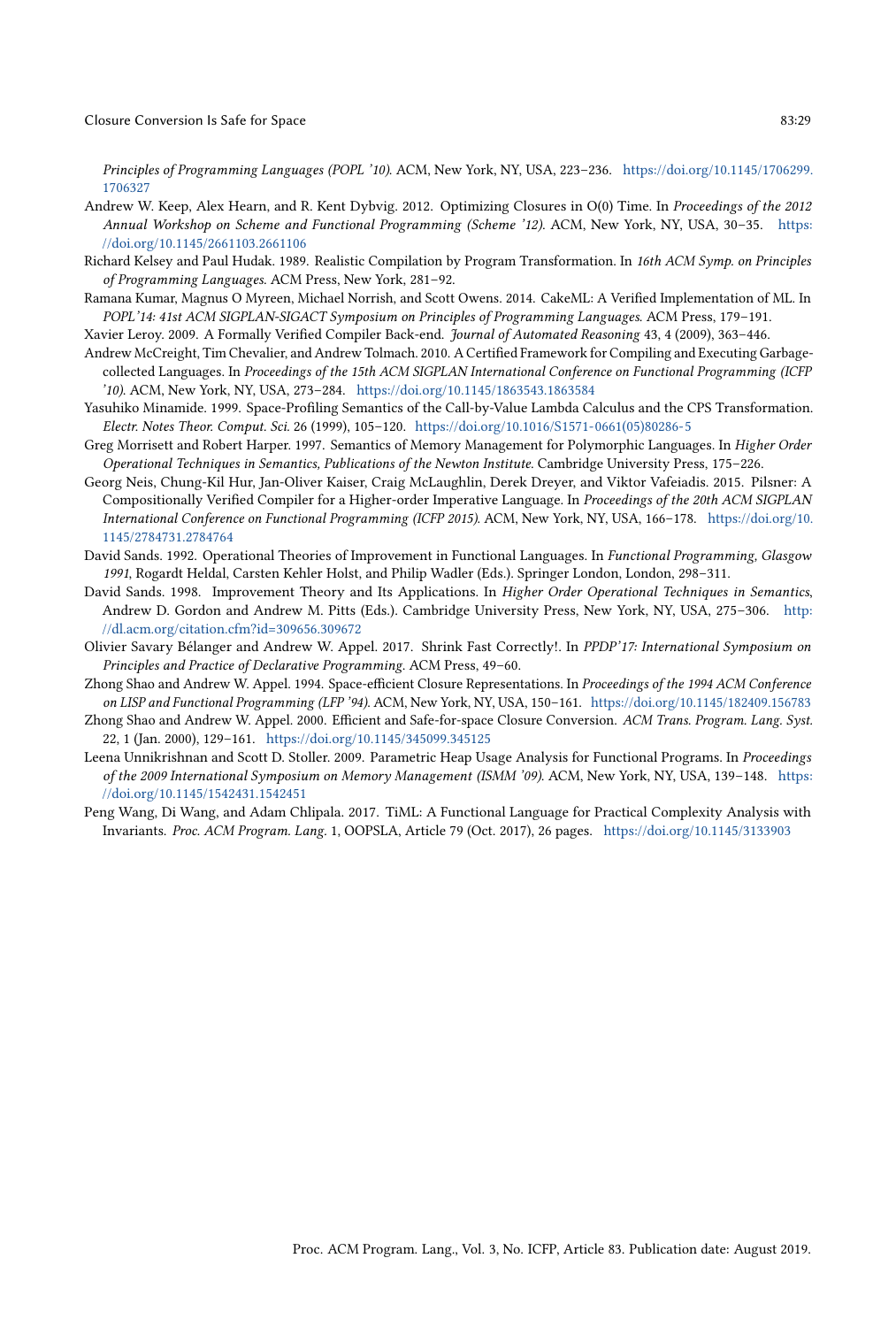*Principles of Programming Languages (POPL '10)*. ACM, New York, NY, USA, 223–236. https://doi.org/10.1145/1706299.1706327

Andrew W. Keep, Alex Hearn, and R. Kent Dybvig. 2012. Optimizing Closures in O(0) Time. In *Proceedings of the 2012 Annual Workshop on Scheme and Functional Programming (Scheme '12)*. ACM, New York, NY, USA, 30–35. https://doi.org/10.1145/2661103.2661106

Richard Kelsey and Paul Hudak. 1989. Realistic Compilation by Program Transformation. In *16th ACM Symp. on Principles of Programming Languages*. ACM Press, New York, 281–92.

Ramana Kumar, Magnus O Myreen, Michael Norrish, and Scott Owens. 2014. CakeML: A Verified Implementation of ML. In *POPL'14: 41st ACM SIGPLAN-SIGACT Symposium on Principles of Programming Languages*. ACM Press, 179–191.

Xavier Leroy. 2009. A Formally Verified Compiler Back-end. *Journal of Automated Reasoning* 43, 4 (2009), 363–446.

Andrew McCreight, Tim Chevalier, and Andrew Tolmach. 2010. A Certified Framework for Compiling and Executing Garbage-collected Languages. In *Proceedings of the 15th ACM SIGPLAN International Conference on Functional Programming (ICFP '10)*. ACM, New York, NY, USA, 273–284. https://doi.org/10.1145/1863543.1863584

Yasuhiko Minamide. 1999. Space-Profiling Semantics of the Call-by-Value Lambda Calculus and the CPS Transformation. *Electr. Notes Theor. Comput. Sci.* 26 (1999), 105–120. https://doi.org/10.1016/S1571-0661(05)80286-5

Greg Morrisett and Robert Harper. 1997. Semantics of Memory Management for Polymorphic Languages. In *Higher Order Operational Techniques in Semantics, Publications of the Newton Institute*. Cambridge University Press, 175–226.

Georg Neis, Chung-Kil Hur, Jan-Oliver Kaiser, Craig McLaughlin, Derek Dreyer, and Viktor Vafeiadis. 2015. Pilsner: A Compositionally Verified Compiler for a Higher-order Imperative Language. In *Proceedings of the 20th ACM SIGPLAN International Conference on Functional Programming (ICFP 2015)*. ACM, New York, NY, USA, 166–178. https://doi.org/10.1145/2784731.2784764

David Sands. 1992. Operational Theories of Improvement in Functional Languages. In *Functional Programming, Glasgow 1991*, Rogardt Heldal, Carsten Kehler Holst, and Philip Wadler (Eds.). Springer London, London, 298–311.

David Sands. 1998. Improvement Theory and Its Applications. In *Higher Order Operational Techniques in Semantics*, Andrew D. Gordon and Andrew M. Pitts (Eds.). Cambridge University Press, New York, NY, USA, 275–306. http://dl.acm.org/citation.cfm?id=309656.309672

Olivier Savary Bélanger and Andrew W. Appel. 2017. Shrink Fast Correctly!. In *PPDP'17: International Symposium on Principles and Practice of Declarative Programming*. ACM Press, 49–60.

Zhong Shao and Andrew W. Appel. 1994. Space-efficient Closure Representations. In *Proceedings of the 1994 ACM Conference on LISP and Functional Programming (LFP '94)*. ACM, New York, NY, USA, 150–161. https://doi.org/10.1145/182409.156783

Zhong Shao and Andrew W. Appel. 2000. Efficient and Safe-for-space Closure Conversion. *ACM Trans. Program. Lang. Syst.* 22, 1 (Jan. 2000), 129–161. https://doi.org/10.1145/345099.345125

Leena Unnikrishnan and Scott D. Stoller. 2009. Parametric Heap Usage Analysis for Functional Programs. In *Proceedings of the 2009 International Symposium on Memory Management (ISMM '09)*. ACM, New York, NY, USA, 139–148. https://doi.org/10.1145/1542431.1542451

Peng Wang, Di Wang, and Adam Chlipala. 2017. TiML: A Functional Language for Practical Complexity Analysis with Invariants. *Proc. ACM Program. Lang.* 1, OOPSLA, Article 79 (Oct. 2017), 26 pages. https://doi.org/10.1145/3133903